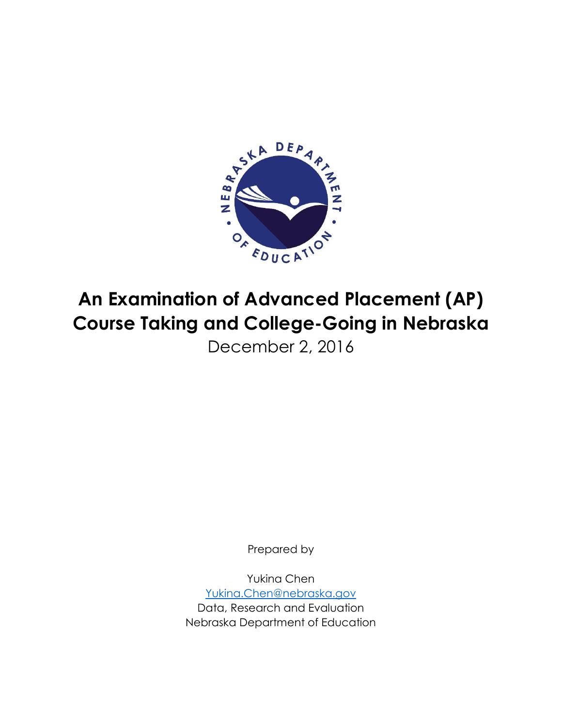# An Examination of Advanced Placement (AP) Course Taking and College-Going in Nebraska

December 2, 2016

Prepared by

Yukina Chen

Yukina.Chen@nebraska.gov

Data, Research and Evaluation

Nebraska Department of Education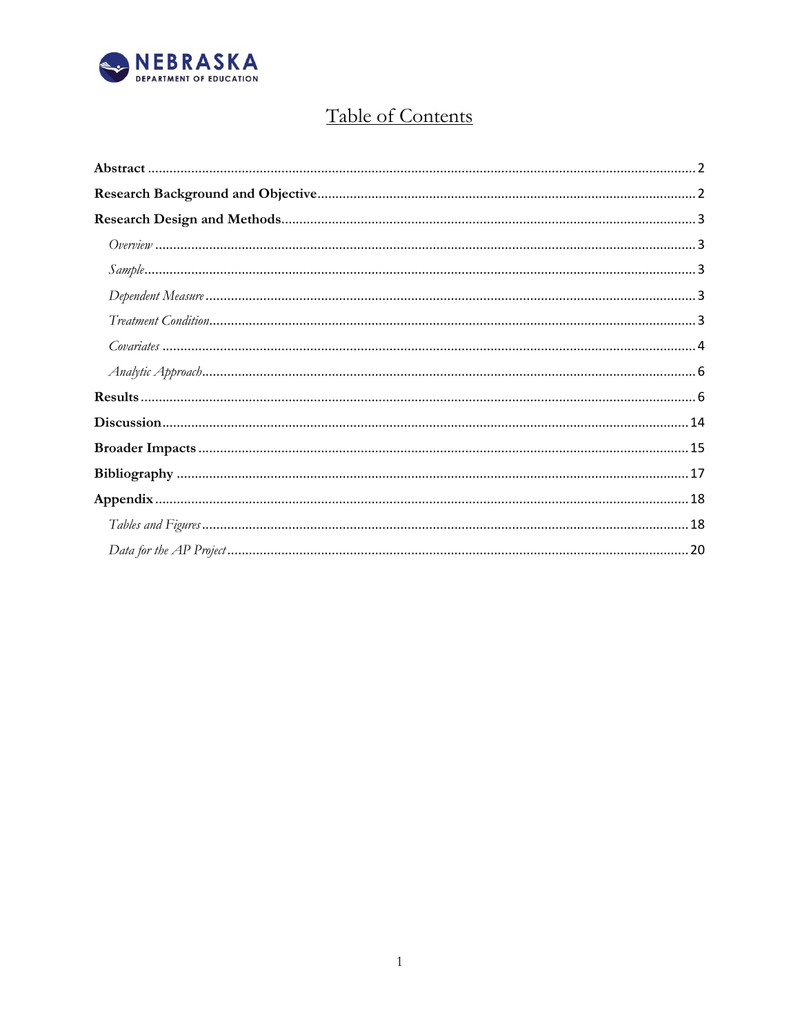# Table of Contents

**Abstract** ........ 2

**Research Background and Objective** ........ 2

**Research Design and Methods** ........ 3

- *Overview* ........ 3
- *Sample* ........ 3
- *Dependent Measure* ........ 3
- *Treatment Condition* ........ 3
- *Covariates* ........ 4
- *Analytic Approach* ........ 6

**Results** ........ 6

**Discussion** ........ 14

**Broader Impacts** ........ 15

**Bibliography** ........ 17

**Appendix** ........ 18

- *Tables and Figures* ........ 18
- *Data for the AP Project* ........ 20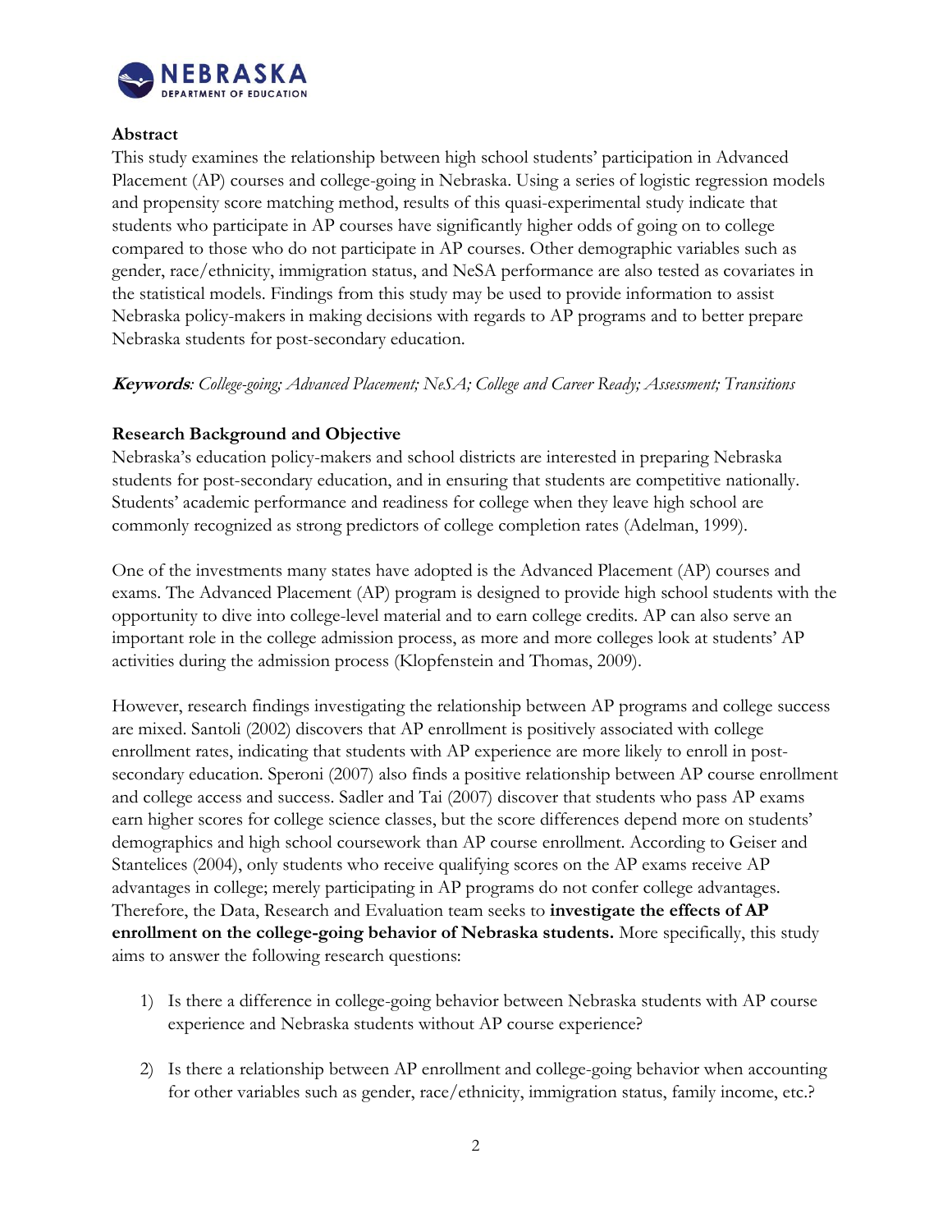**Abstract**

This study examines the relationship between high school students' participation in Advanced Placement (AP) courses and college-going in Nebraska. Using a series of logistic regression models and propensity score matching method, results of this quasi-experimental study indicate that students who participate in AP courses have significantly higher odds of going on to college compared to those who do not participate in AP courses. Other demographic variables such as gender, race/ethnicity, immigration status, and NeSA performance are also tested as covariates in the statistical models. Findings from this study may be used to provide information to assist Nebraska policy-makers in making decisions with regards to AP programs and to better prepare Nebraska students for post-secondary education.

***Keywords****: College-going; Advanced Placement; NeSA; College and Career Ready; Assessment; Transitions*

**Research Background and Objective**

Nebraska's education policy-makers and school districts are interested in preparing Nebraska students for post-secondary education, and in ensuring that students are competitive nationally. Students' academic performance and readiness for college when they leave high school are commonly recognized as strong predictors of college completion rates (Adelman, 1999).

One of the investments many states have adopted is the Advanced Placement (AP) courses and exams. The Advanced Placement (AP) program is designed to provide high school students with the opportunity to dive into college-level material and to earn college credits. AP can also serve an important role in the college admission process, as more and more colleges look at students' AP activities during the admission process (Klopfenstein and Thomas, 2009).

However, research findings investigating the relationship between AP programs and college success are mixed. Santoli (2002) discovers that AP enrollment is positively associated with college enrollment rates, indicating that students with AP experience are more likely to enroll in post-secondary education. Speroni (2007) also finds a positive relationship between AP course enrollment and college access and success. Sadler and Tai (2007) discover that students who pass AP exams earn higher scores for college science classes, but the score differences depend more on students' demographics and high school coursework than AP course enrollment. According to Geiser and Stantelices (2004), only students who receive qualifying scores on the AP exams receive AP advantages in college; merely participating in AP programs do not confer college advantages. Therefore, the Data, Research and Evaluation team seeks to **investigate the effects of AP enrollment on the college-going behavior of Nebraska students.** More specifically, this study aims to answer the following research questions:

1) Is there a difference in college-going behavior between Nebraska students with AP course experience and Nebraska students without AP course experience?

2) Is there a relationship between AP enrollment and college-going behavior when accounting for other variables such as gender, race/ethnicity, immigration status, family income, etc.?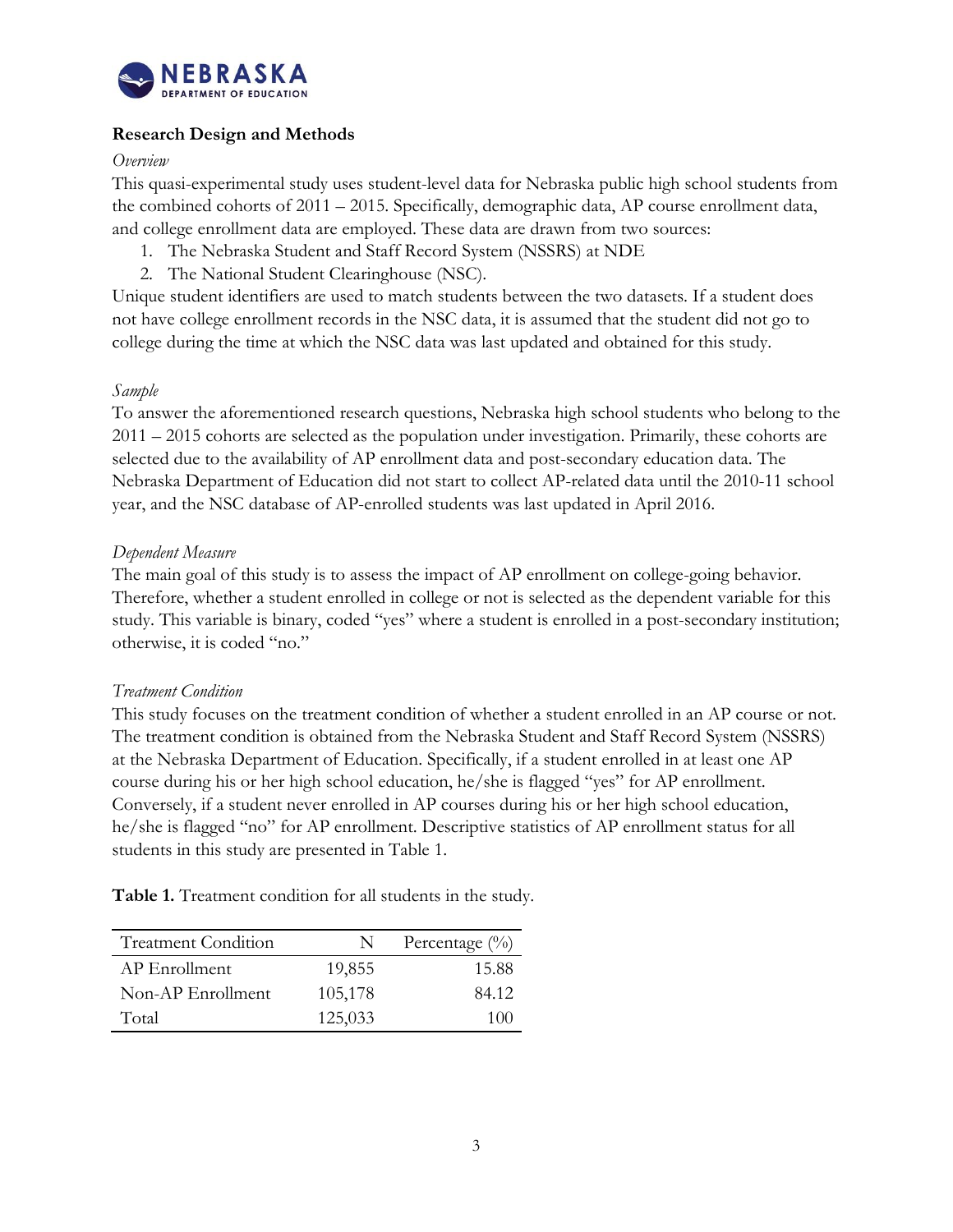## Research Design and Methods

*Overview*

This quasi-experimental study uses student-level data for Nebraska public high school students from the combined cohorts of 2011 – 2015. Specifically, demographic data, AP course enrollment data, and college enrollment data are employed. These data are drawn from two sources:

1. The Nebraska Student and Staff Record System (NSSRS) at NDE
2. The National Student Clearinghouse (NSC).

Unique student identifiers are used to match students between the two datasets. If a student does not have college enrollment records in the NSC data, it is assumed that the student did not go to college during the time at which the NSC data was last updated and obtained for this study.

*Sample*

To answer the aforementioned research questions, Nebraska high school students who belong to the 2011 – 2015 cohorts are selected as the population under investigation. Primarily, these cohorts are selected due to the availability of AP enrollment data and post-secondary education data. The Nebraska Department of Education did not start to collect AP-related data until the 2010-11 school year, and the NSC database of AP-enrolled students was last updated in April 2016.

*Dependent Measure*

The main goal of this study is to assess the impact of AP enrollment on college-going behavior. Therefore, whether a student enrolled in college or not is selected as the dependent variable for this study. This variable is binary, coded "yes" where a student is enrolled in a post-secondary institution; otherwise, it is coded "no."

*Treatment Condition*

This study focuses on the treatment condition of whether a student enrolled in an AP course or not. The treatment condition is obtained from the Nebraska Student and Staff Record System (NSSRS) at the Nebraska Department of Education. Specifically, if a student enrolled in at least one AP course during his or her high school education, he/she is flagged "yes" for AP enrollment. Conversely, if a student never enrolled in AP courses during his or her high school education, he/she is flagged "no" for AP enrollment. Descriptive statistics of AP enrollment status for all students in this study are presented in Table 1.

**Table 1.** Treatment condition for all students in the study.

| Treatment Condition | N | Percentage (%) |
|---|---|---|
| AP Enrollment | 19,855 | 15.88 |
| Non-AP Enrollment | 105,178 | 84.12 |
| Total | 125,033 | 100 |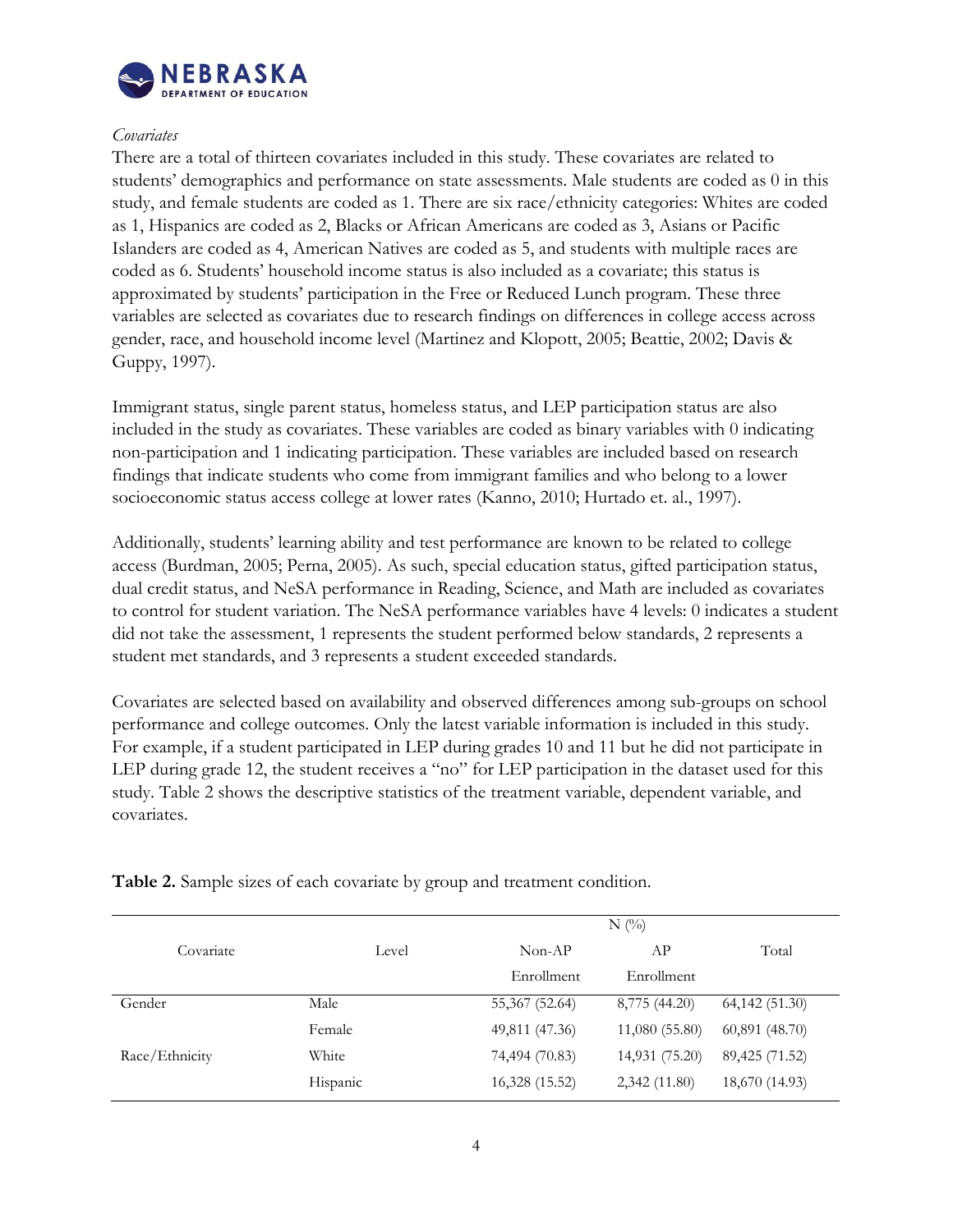*Covariates*

There are a total of thirteen covariates included in this study. These covariates are related to students' demographics and performance on state assessments. Male students are coded as 0 in this study, and female students are coded as 1. There are six race/ethnicity categories: Whites are coded as 1, Hispanics are coded as 2, Blacks or African Americans are coded as 3, Asians or Pacific Islanders are coded as 4, American Natives are coded as 5, and students with multiple races are coded as 6. Students' household income status is also included as a covariate; this status is approximated by students' participation in the Free or Reduced Lunch program. These three variables are selected as covariates due to research findings on differences in college access across gender, race, and household income level (Martinez and Klopott, 2005; Beattie, 2002; Davis & Guppy, 1997).

Immigrant status, single parent status, homeless status, and LEP participation status are also included in the study as covariates. These variables are coded as binary variables with 0 indicating non-participation and 1 indicating participation. These variables are included based on research findings that indicate students who come from immigrant families and who belong to a lower socioeconomic status access college at lower rates (Kanno, 2010; Hurtado et. al., 1997).

Additionally, students' learning ability and test performance are known to be related to college access (Burdman, 2005; Perna, 2005). As such, special education status, gifted participation status, dual credit status, and NeSA performance in Reading, Science, and Math are included as covariates to control for student variation. The NeSA performance variables have 4 levels: 0 indicates a student did not take the assessment, 1 represents the student performed below standards, 2 represents a student met standards, and 3 represents a student exceeded standards.

Covariates are selected based on availability and observed differences among sub-groups on school performance and college outcomes. Only the latest variable information is included in this study. For example, if a student participated in LEP during grades 10 and 11 but he did not participate in LEP during grade 12, the student receives a "no" for LEP participation in the dataset used for this study. Table 2 shows the descriptive statistics of the treatment variable, dependent variable, and covariates.

**Table 2.** Sample sizes of each covariate by group and treatment condition.

| Covariate | Level | N (%) | | |
|---|---|---|---|---|
| | | Non-AP Enrollment | AP Enrollment | Total |
| Gender | Male | 55,367 (52.64) | 8,775 (44.20) | 64,142 (51.30) |
| | Female | 49,811 (47.36) | 11,080 (55.80) | 60,891 (48.70) |
| Race/Ethnicity | White | 74,494 (70.83) | 14,931 (75.20) | 89,425 (71.52) |
| | Hispanic | 16,328 (15.52) | 2,342 (11.80) | 18,670 (14.93) |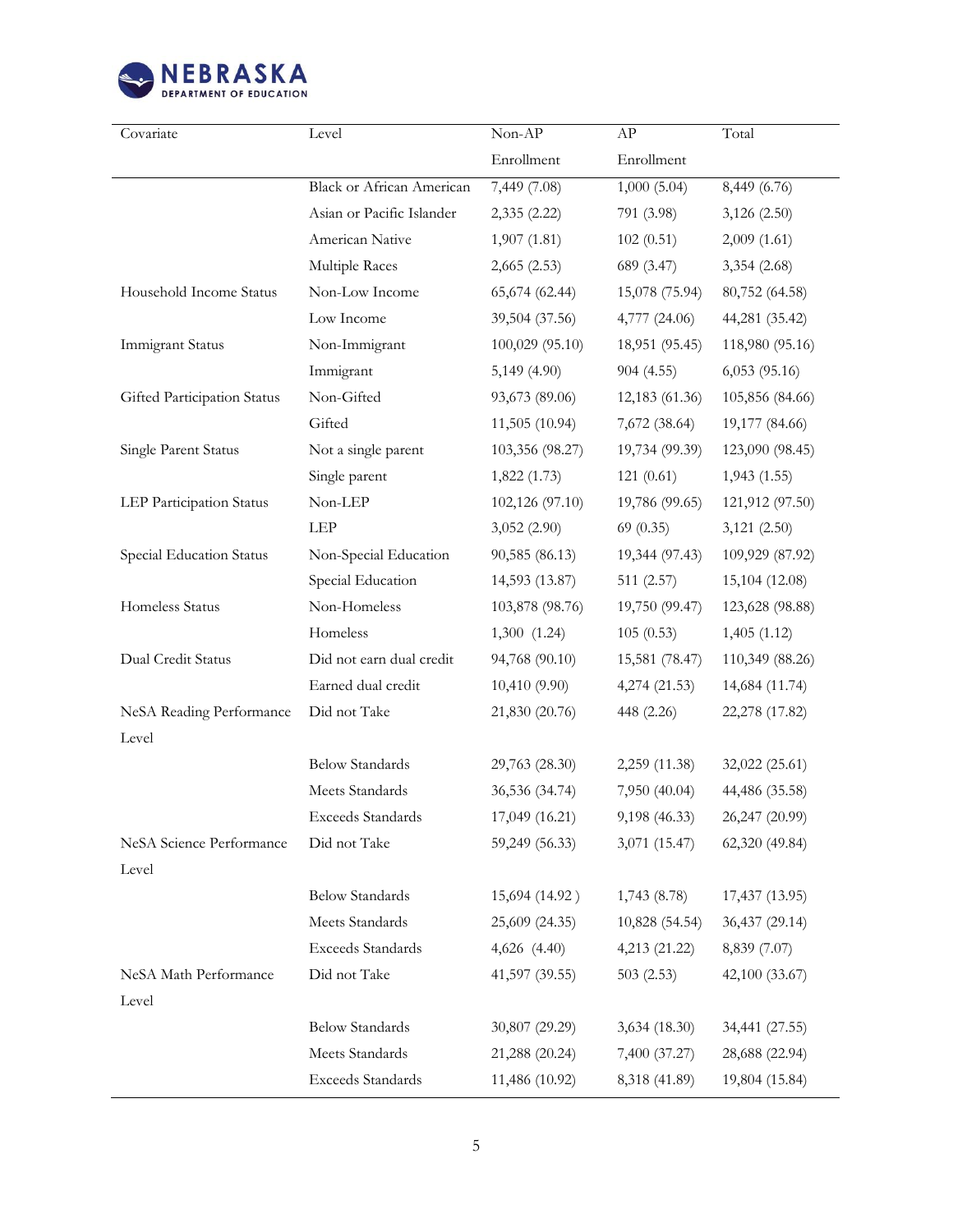| Covariate | Level | Non-AP Enrollment | AP Enrollment | Total |
|---|---|---|---|---|
| | Black or African American | 7,449 (7.08) | 1,000 (5.04) | 8,449 (6.76) |
| | Asian or Pacific Islander | 2,335 (2.22) | 791 (3.98) | 3,126 (2.50) |
| | American Native | 1,907 (1.81) | 102 (0.51) | 2,009 (1.61) |
| | Multiple Races | 2,665 (2.53) | 689 (3.47) | 3,354 (2.68) |
| Household Income Status | Non-Low Income | 65,674 (62.44) | 15,078 (75.94) | 80,752 (64.58) |
| | Low Income | 39,504 (37.56) | 4,777 (24.06) | 44,281 (35.42) |
| Immigrant Status | Non-Immigrant | 100,029 (95.10) | 18,951 (95.45) | 118,980 (95.16) |
| | Immigrant | 5,149 (4.90) | 904 (4.55) | 6,053 (95.16) |
| Gifted Participation Status | Non-Gifted | 93,673 (89.06) | 12,183 (61.36) | 105,856 (84.66) |
| | Gifted | 11,505 (10.94) | 7,672 (38.64) | 19,177 (84.66) |
| Single Parent Status | Not a single parent | 103,356 (98.27) | 19,734 (99.39) | 123,090 (98.45) |
| | Single parent | 1,822 (1.73) | 121 (0.61) | 1,943 (1.55) |
| LEP Participation Status | Non-LEP | 102,126 (97.10) | 19,786 (99.65) | 121,912 (97.50) |
| | LEP | 3,052 (2.90) | 69 (0.35) | 3,121 (2.50) |
| Special Education Status | Non-Special Education | 90,585 (86.13) | 19,344 (97.43) | 109,929 (87.92) |
| | Special Education | 14,593 (13.87) | 511 (2.57) | 15,104 (12.08) |
| Homeless Status | Non-Homeless | 103,878 (98.76) | 19,750 (99.47) | 123,628 (98.88) |
| | Homeless | 1,300 (1.24) | 105 (0.53) | 1,405 (1.12) |
| Dual Credit Status | Did not earn dual credit | 94,768 (90.10) | 15,581 (78.47) | 110,349 (88.26) |
| | Earned dual credit | 10,410 (9.90) | 4,274 (21.53) | 14,684 (11.74) |
| NeSA Reading Performance Level | Did not Take | 21,830 (20.76) | 448 (2.26) | 22,278 (17.82) |
| | Below Standards | 29,763 (28.30) | 2,259 (11.38) | 32,022 (25.61) |
| | Meets Standards | 36,536 (34.74) | 7,950 (40.04) | 44,486 (35.58) |
| | Exceeds Standards | 17,049 (16.21) | 9,198 (46.33) | 26,247 (20.99) |
| NeSA Science Performance Level | Did not Take | 59,249 (56.33) | 3,071 (15.47) | 62,320 (49.84) |
| | Below Standards | 15,694 (14.92 ) | 1,743 (8.78) | 17,437 (13.95) |
| | Meets Standards | 25,609 (24.35) | 10,828 (54.54) | 36,437 (29.14) |
| | Exceeds Standards | 4,626 (4.40) | 4,213 (21.22) | 8,839 (7.07) |
| NeSA Math Performance Level | Did not Take | 41,597 (39.55) | 503 (2.53) | 42,100 (33.67) |
| | Below Standards | 30,807 (29.29) | 3,634 (18.30) | 34,441 (27.55) |
| | Meets Standards | 21,288 (20.24) | 7,400 (37.27) | 28,688 (22.94) |
| | Exceeds Standards | 11,486 (10.92) | 8,318 (41.89) | 19,804 (15.84) |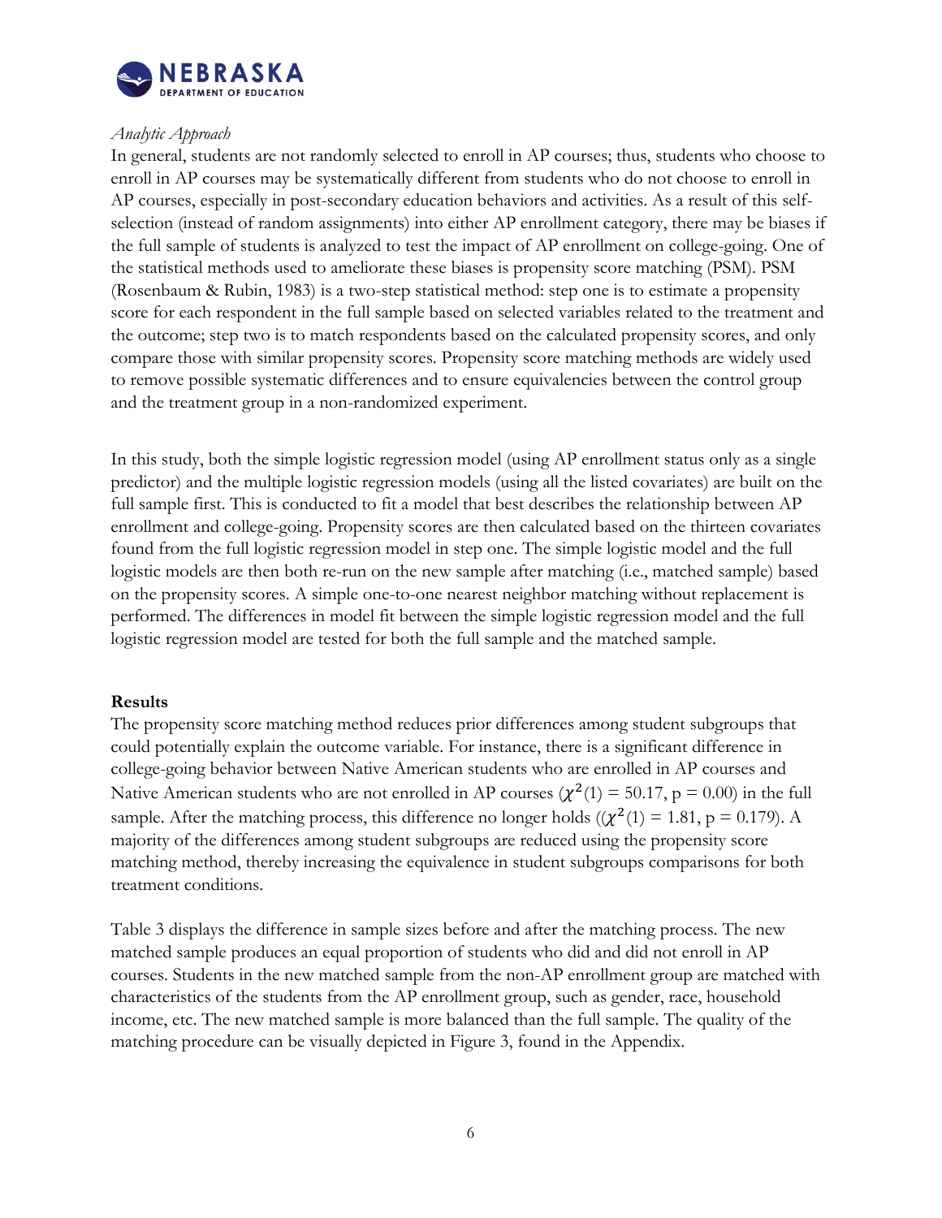*Analytic Approach*

In general, students are not randomly selected to enroll in AP courses; thus, students who choose to enroll in AP courses may be systematically different from students who do not choose to enroll in AP courses, especially in post-secondary education behaviors and activities. As a result of this self-selection (instead of random assignments) into either AP enrollment category, there may be biases if the full sample of students is analyzed to test the impact of AP enrollment on college-going. One of the statistical methods used to ameliorate these biases is propensity score matching (PSM). PSM (Rosenbaum & Rubin, 1983) is a two-step statistical method: step one is to estimate a propensity score for each respondent in the full sample based on selected variables related to the treatment and the outcome; step two is to match respondents based on the calculated propensity scores, and only compare those with similar propensity scores. Propensity score matching methods are widely used to remove possible systematic differences and to ensure equivalencies between the control group and the treatment group in a non-randomized experiment.

In this study, both the simple logistic regression model (using AP enrollment status only as a single predictor) and the multiple logistic regression models (using all the listed covariates) are built on the full sample first. This is conducted to fit a model that best describes the relationship between AP enrollment and college-going. Propensity scores are then calculated based on the thirteen covariates found from the full logistic regression model in step one. The simple logistic model and the full logistic models are then both re-run on the new sample after matching (i.e., matched sample) based on the propensity scores. A simple one-to-one nearest neighbor matching without replacement is performed. The differences in model fit between the simple logistic regression model and the full logistic regression model are tested for both the full sample and the matched sample.

## Results

The propensity score matching method reduces prior differences among student subgroups that could potentially explain the outcome variable. For instance, there is a significant difference in college-going behavior between Native American students who are enrolled in AP courses and Native American students who are not enrolled in AP courses ($\chi^2(1) = 50.17$, $p = 0.00$) in the full sample. After the matching process, this difference no longer holds (($\chi^2(1) = 1.81$, $p = 0.179$). A majority of the differences among student subgroups are reduced using the propensity score matching method, thereby increasing the equivalence in student subgroups comparisons for both treatment conditions.

Table 3 displays the difference in sample sizes before and after the matching process. The new matched sample produces an equal proportion of students who did and did not enroll in AP courses. Students in the new matched sample from the non-AP enrollment group are matched with characteristics of the students from the AP enrollment group, such as gender, race, household income, etc. The new matched sample is more balanced than the full sample. The quality of the matching procedure can be visually depicted in Figure 3, found in the Appendix.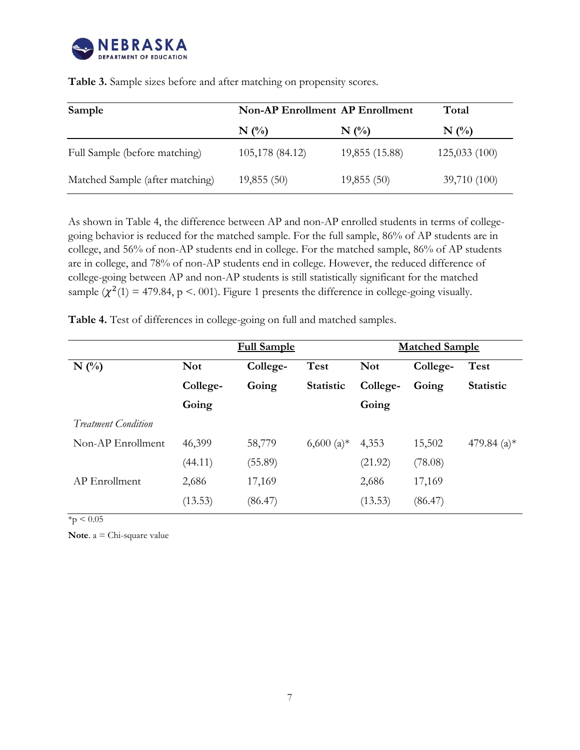**Table 3.** Sample sizes before and after matching on propensity scores.

| Sample | Non-AP Enrollment | AP Enrollment | Total |
|---|---|---|---|
| | N (%) | N (%) | N (%) |
| Full Sample (before matching) | 105,178 (84.12) | 19,855 (15.88) | 125,033 (100) |
| Matched Sample (after matching) | 19,855 (50) | 19,855 (50) | 39,710 (100) |

As shown in Table 4, the difference between AP and non-AP enrolled students in terms of college-going behavior is reduced for the matched sample. For the full sample, 86% of AP students are in college, and 56% of non-AP students end in college. For the matched sample, 86% of AP students are in college, and 78% of non-AP students end in college. However, the reduced difference of college-going between AP and non-AP students is still statistically significant for the matched sample ($\chi^2(1)$ = 479.84, p <. 001). Figure 1 presents the difference in college-going visually.

**Table 4.** Test of differences in college-going on full and matched samples.

| | Full Sample | | | Matched Sample | | |
|---|---|---|---|---|---|---|
| **N (%)** | **Not College-Going** | **College-Going** | **Test Statistic** | **Not College-Going** | **College-Going** | **Test Statistic** |
| *Treatment Condition* | | | | | | |
| Non-AP Enrollment | 46,399 (44.11) | 58,779 (55.89) | 6,600 (a)* | 4,353 (21.92) | 15,502 (78.08) | 479.84 (a)* |
| AP Enrollment | 2,686 (13.53) | 17,169 (86.47) | | 2,686 (13.53) | 17,169 (86.47) | |

*p < 0.05

**Note**. a = Chi-square value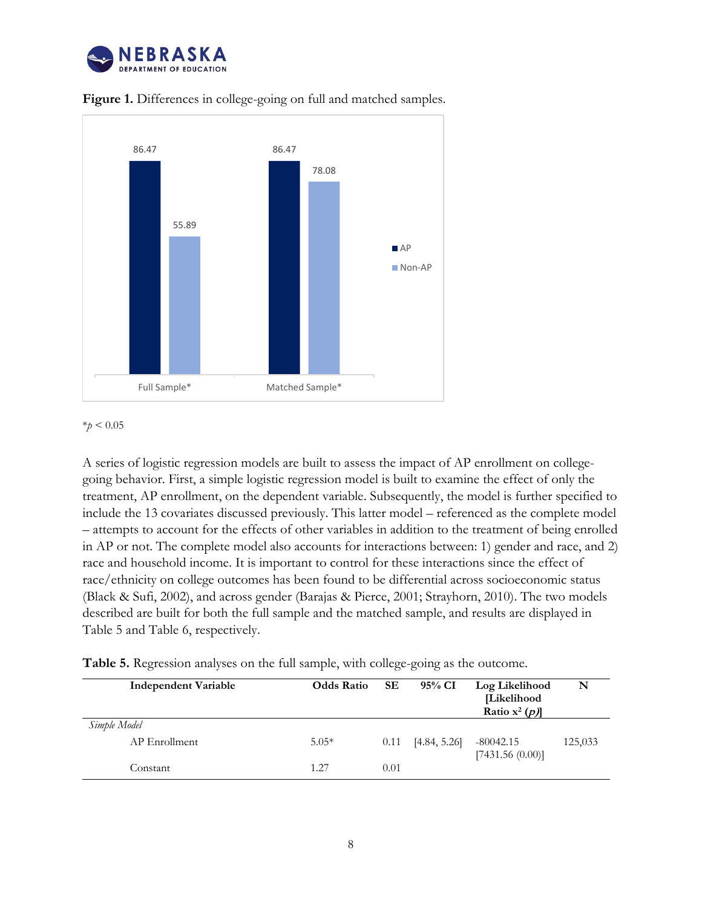**Figure 1.** Differences in college-going on full and matched samples.

86.47
55.89
86.47
78.08

AP
Non-AP

Full Sample*
Matched Sample*

*$p < 0.05$

A series of logistic regression models are built to assess the impact of AP enrollment on college-going behavior. First, a simple logistic regression model is built to examine the effect of only the treatment, AP enrollment, on the dependent variable. Subsequently, the model is further specified to include the 13 covariates discussed previously. This latter model – referenced as the complete model – attempts to account for the effects of other variables in addition to the treatment of being enrolled in AP or not. The complete model also accounts for interactions between: 1) gender and race, and 2) race and household income. It is important to control for these interactions since the effect of race/ethnicity on college outcomes has been found to be differential across socioeconomic status (Black & Sufi, 2002), and across gender (Barajas & Pierce, 2001; Strayhorn, 2010). The two models described are built for both the full sample and the matched sample, and results are displayed in Table 5 and Table 6, respectively.

**Table 5.** Regression analyses on the full sample, with college-going as the outcome.

| Independent Variable | Odds Ratio | SE | 95% CI | Log Likelihood [Likelihood Ratio $x^2$ ($p$)] | N |
|---|---|---|---|---|---|
| *Simple Model* | | | | | |
| AP Enrollment | 5.05* | 0.11 | [4.84, 5.26] | -80042.15 [7431.56 (0.00)] | 125,033 |
| Constant | 1.27 | 0.01 | | | |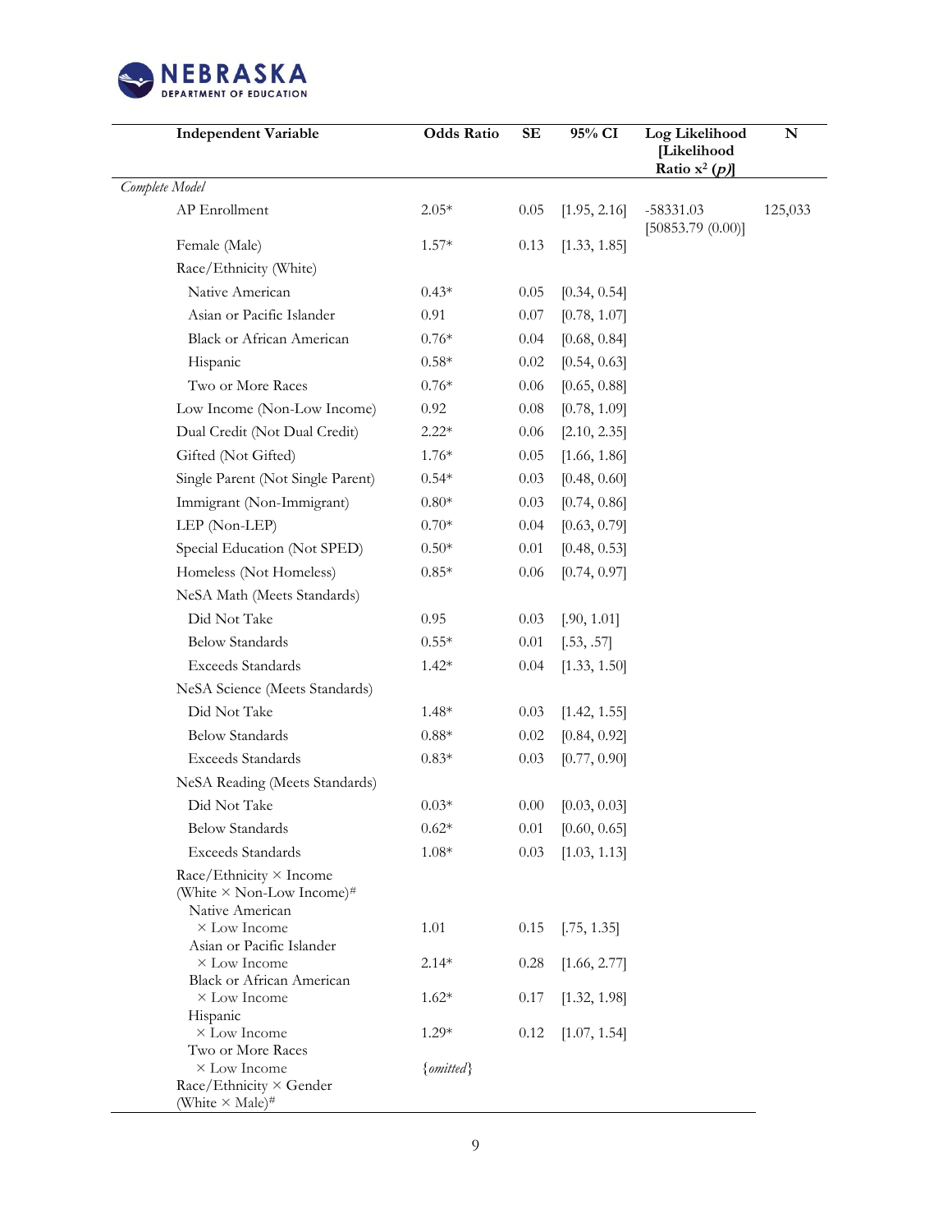| Independent Variable | Odds Ratio | SE | 95% CI | Log Likelihood [Likelihood Ratio $x^2$ ($p$)] | N |
|---|---|---|---|---|---|
| *Complete Model* | | | | | |
| AP Enrollment | 2.05* | 0.05 | [1.95, 2.16] | -58331.03 [50853.79 (0.00)] | 125,033 |
| Female (Male) | 1.57* | 0.13 | [1.33, 1.85] | | |
| Race/Ethnicity (White) | | | | | |
| Native American | 0.43* | 0.05 | [0.34, 0.54] | | |
| Asian or Pacific Islander | 0.91 | 0.07 | [0.78, 1.07] | | |
| Black or African American | 0.76* | 0.04 | [0.68, 0.84] | | |
| Hispanic | 0.58* | 0.02 | [0.54, 0.63] | | |
| Two or More Races | 0.76* | 0.06 | [0.65, 0.88] | | |
| Low Income (Non-Low Income) | 0.92 | 0.08 | [0.78, 1.09] | | |
| Dual Credit (Not Dual Credit) | 2.22* | 0.06 | [2.10, 2.35] | | |
| Gifted (Not Gifted) | 1.76* | 0.05 | [1.66, 1.86] | | |
| Single Parent (Not Single Parent) | 0.54* | 0.03 | [0.48, 0.60] | | |
| Immigrant (Non-Immigrant) | 0.80* | 0.03 | [0.74, 0.86] | | |
| LEP (Non-LEP) | 0.70* | 0.04 | [0.63, 0.79] | | |
| Special Education (Not SPED) | 0.50* | 0.01 | [0.48, 0.53] | | |
| Homeless (Not Homeless) | 0.85* | 0.06 | [0.74, 0.97] | | |
| NeSA Math (Meets Standards) | | | | | |
| Did Not Take | 0.95 | 0.03 | [.90, 1.01] | | |
| Below Standards | 0.55* | 0.01 | [.53, .57] | | |
| Exceeds Standards | 1.42* | 0.04 | [1.33, 1.50] | | |
| NeSA Science (Meets Standards) | | | | | |
| Did Not Take | 1.48* | 0.03 | [1.42, 1.55] | | |
| Below Standards | 0.88* | 0.02 | [0.84, 0.92] | | |
| Exceeds Standards | 0.83* | 0.03 | [0.77, 0.90] | | |
| NeSA Reading (Meets Standards) | | | | | |
| Did Not Take | 0.03* | 0.00 | [0.03, 0.03] | | |
| Below Standards | 0.62* | 0.01 | [0.60, 0.65] | | |
| Exceeds Standards | 1.08* | 0.03 | [1.03, 1.13] | | |
| Race/Ethnicity × Income (White × Non-Low Income)# | | | | | |
| Native American × Low Income | 1.01 | 0.15 | [.75, 1.35] | | |
| Asian or Pacific Islander × Low Income | 2.14* | 0.28 | [1.66, 2.77] | | |
| Black or African American × Low Income | 1.62* | 0.17 | [1.32, 1.98] | | |
| Hispanic × Low Income | 1.29* | 0.12 | [1.07, 1.54] | | |
| Two or More Races × Low Income | {*omitted*} | | | | |
| Race/Ethnicity × Gender (White × Male)# | | | | | |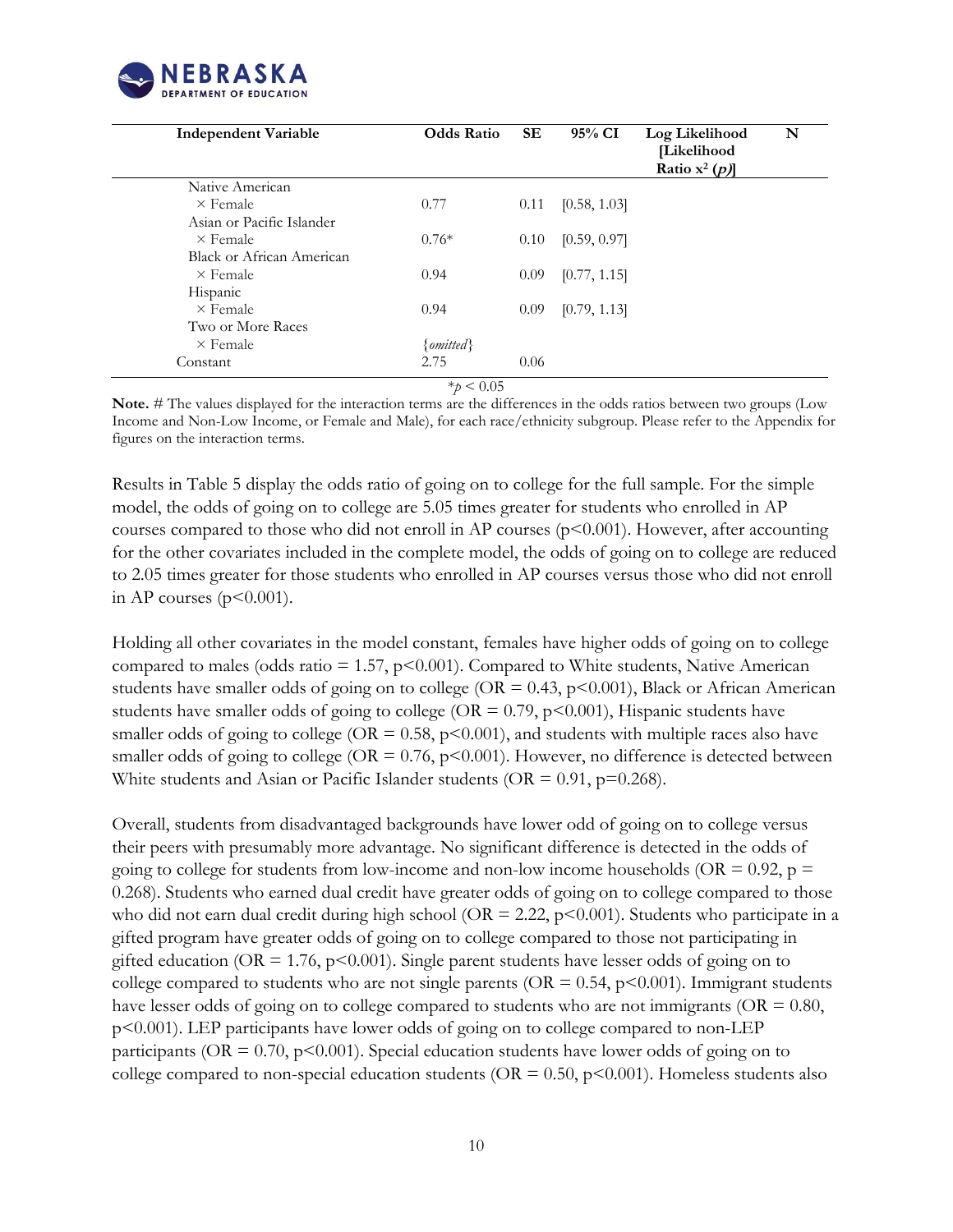| Independent Variable | Odds Ratio | SE | 95% CI | Log Likelihood [Likelihood Ratio $x^2$ (*p*)] | N |
|---|---|---|---|---|---|
| Native American | | | | | |
| × Female | 0.77 | 0.11 | [0.58, 1.03] | | |
| Asian or Pacific Islander | | | | | |
| × Female | 0.76* | 0.10 | [0.59, 0.97] | | |
| Black or African American | | | | | |
| × Female | 0.94 | 0.09 | [0.77, 1.15] | | |
| Hispanic | | | | | |
| × Female | 0.94 | 0.09 | [0.79, 1.13] | | |
| Two or More Races | | | | | |
| × Female | {*omitted*} | | | | |
| Constant | 2.75 | 0.06 | | | |

*$p < 0.05$

**Note.** # The values displayed for the interaction terms are the differences in the odds ratios between two groups (Low Income and Non-Low Income, or Female and Male), for each race/ethnicity subgroup. Please refer to the Appendix for figures on the interaction terms.

Results in Table 5 display the odds ratio of going on to college for the full sample. For the simple model, the odds of going on to college are 5.05 times greater for students who enrolled in AP courses compared to those who did not enroll in AP courses ($p<0.001$). However, after accounting for the other covariates included in the complete model, the odds of going on to college are reduced to 2.05 times greater for those students who enrolled in AP courses versus those who did not enroll in AP courses ($p<0.001$).

Holding all other covariates in the model constant, females have higher odds of going on to college compared to males (odds ratio = 1.57, $p<0.001$). Compared to White students, Native American students have smaller odds of going on to college (OR = 0.43, $p<0.001$), Black or African American students have smaller odds of going to college (OR = 0.79, $p<0.001$), Hispanic students have smaller odds of going to college (OR = 0.58, $p<0.001$), and students with multiple races also have smaller odds of going to college (OR = 0.76, $p<0.001$). However, no difference is detected between White students and Asian or Pacific Islander students (OR = 0.91, $p=0.268$).

Overall, students from disadvantaged backgrounds have lower odd of going on to college versus their peers with presumably more advantage. No significant difference is detected in the odds of going to college for students from low-income and non-low income households (OR = 0.92, $p = 0.268$). Students who earned dual credit have greater odds of going on to college compared to those who did not earn dual credit during high school (OR = 2.22, $p<0.001$). Students who participate in a gifted program have greater odds of going on to college compared to those not participating in gifted education (OR = 1.76, $p<0.001$). Single parent students have lesser odds of going on to college compared to students who are not single parents (OR = 0.54, $p<0.001$). Immigrant students have lesser odds of going on to college compared to students who are not immigrants (OR = 0.80, $p<0.001$). LEP participants have lower odds of going on to college compared to non-LEP participants (OR = 0.70, $p<0.001$). Special education students have lower odds of going on to college compared to non-special education students (OR = 0.50, $p<0.001$). Homeless students also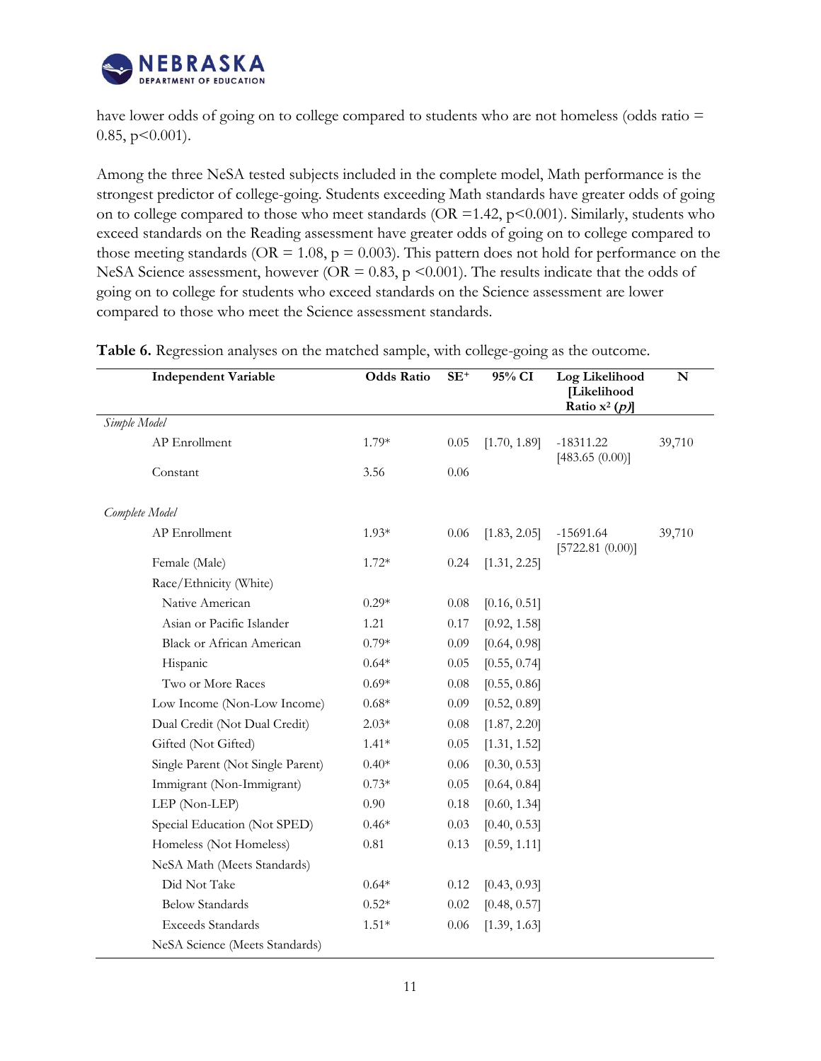have lower odds of going on to college compared to students who are not homeless (odds ratio = 0.85, $p<0.001$).

Among the three NeSA tested subjects included in the complete model, Math performance is the strongest predictor of college-going. Students exceeding Math standards have greater odds of going on to college compared to those who meet standards (OR =1.42, $p<0.001$). Similarly, students who exceed standards on the Reading assessment have greater odds of going on to college compared to those meeting standards (OR = 1.08, $p = 0.003$). This pattern does not hold for performance on the NeSA Science assessment, however (OR = 0.83, $p < 0.001$). The results indicate that the odds of going on to college for students who exceed standards on the Science assessment are lower compared to those who meet the Science assessment standards.

**Table 6.** Regression analyses on the matched sample, with college-going as the outcome.

| Independent Variable | Odds Ratio | SE⁺ | 95% CI | Log Likelihood [Likelihood Ratio $x^2$ ($p$)] | N |
|---|---|---|---|---|---|
| *Simple Model* | | | | | |
| AP Enrollment | 1.79* | 0.05 | [1.70, 1.89] | -18311.22 [483.65 (0.00)] | 39,710 |
| Constant | 3.56 | 0.06 | | | |
| *Complete Model* | | | | | |
| AP Enrollment | 1.93* | 0.06 | [1.83, 2.05] | -15691.64 [5722.81 (0.00)] | 39,710 |
| Female (Male) | 1.72* | 0.24 | [1.31, 2.25] | | |
| Race/Ethnicity (White) | | | | | |
| Native American | 0.29* | 0.08 | [0.16, 0.51] | | |
| Asian or Pacific Islander | 1.21 | 0.17 | [0.92, 1.58] | | |
| Black or African American | 0.79* | 0.09 | [0.64, 0.98] | | |
| Hispanic | 0.64* | 0.05 | [0.55, 0.74] | | |
| Two or More Races | 0.69* | 0.08 | [0.55, 0.86] | | |
| Low Income (Non-Low Income) | 0.68* | 0.09 | [0.52, 0.89] | | |
| Dual Credit (Not Dual Credit) | 2.03* | 0.08 | [1.87, 2.20] | | |
| Gifted (Not Gifted) | 1.41* | 0.05 | [1.31, 1.52] | | |
| Single Parent (Not Single Parent) | 0.40* | 0.06 | [0.30, 0.53] | | |
| Immigrant (Non-Immigrant) | 0.73* | 0.05 | [0.64, 0.84] | | |
| LEP (Non-LEP) | 0.90 | 0.18 | [0.60, 1.34] | | |
| Special Education (Not SPED) | 0.46* | 0.03 | [0.40, 0.53] | | |
| Homeless (Not Homeless) | 0.81 | 0.13 | [0.59, 1.11] | | |
| NeSA Math (Meets Standards) | | | | | |
| Did Not Take | 0.64* | 0.12 | [0.43, 0.93] | | |
| Below Standards | 0.52* | 0.02 | [0.48, 0.57] | | |
| Exceeds Standards | 1.51* | 0.06 | [1.39, 1.63] | | |
| NeSA Science (Meets Standards) | | | | | |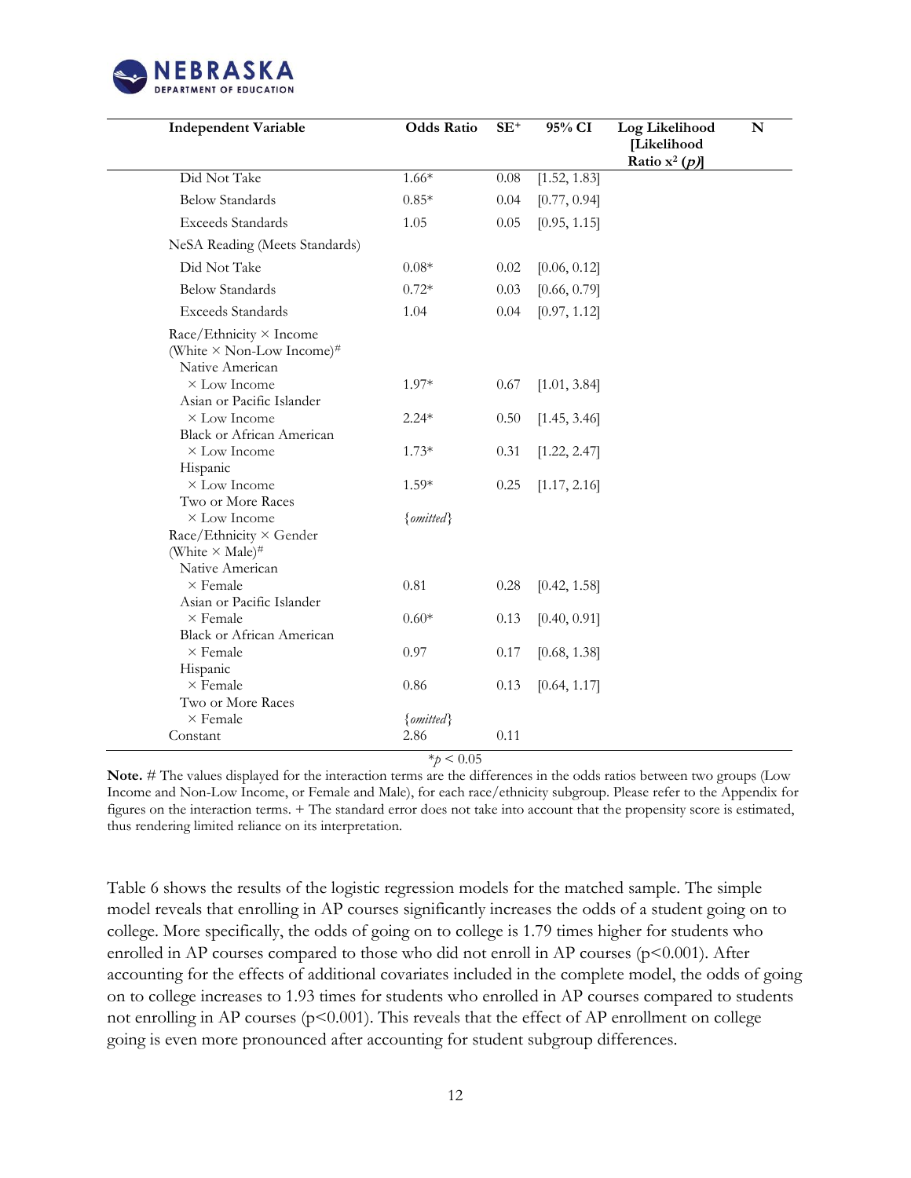| Independent Variable | Odds Ratio | SE+ | 95% CI | Log Likelihood [Likelihood Ratio $x^2$ (*p*)] | N |
|---|---|---|---|---|---|
| Did Not Take | 1.66* | 0.08 | [1.52, 1.83] | | |
| Below Standards | 0.85* | 0.04 | [0.77, 0.94] | | |
| Exceeds Standards | 1.05 | 0.05 | [0.95, 1.15] | | |
| NeSA Reading (Meets Standards) | | | | | |
| Did Not Take | 0.08* | 0.02 | [0.06, 0.12] | | |
| Below Standards | 0.72* | 0.03 | [0.66, 0.79] | | |
| Exceeds Standards | 1.04 | 0.04 | [0.97, 1.12] | | |
| Race/Ethnicity × Income (White × Non-Low Income)# | | | | | |
| Native American × Low Income | 1.97* | 0.67 | [1.01, 3.84] | | |
| Asian or Pacific Islander × Low Income | 2.24* | 0.50 | [1.45, 3.46] | | |
| Black or African American × Low Income | 1.73* | 0.31 | [1.22, 2.47] | | |
| Hispanic × Low Income | 1.59* | 0.25 | [1.17, 2.16] | | |
| Two or More Races × Low Income | {*omitted*} | | | | |
| Race/Ethnicity × Gender (White × Male)# | | | | | |
| Native American × Female | 0.81 | 0.28 | [0.42, 1.58] | | |
| Asian or Pacific Islander × Female | 0.60* | 0.13 | [0.40, 0.91] | | |
| Black or African American × Female | 0.97 | 0.17 | [0.68, 1.38] | | |
| Hispanic × Female | 0.86 | 0.13 | [0.64, 1.17] | | |
| Two or More Races × Female | {*omitted*} | | | | |
| Constant | 2.86 | 0.11 | | | |

*$p < 0.05$

**Note.** # The values displayed for the interaction terms are the differences in the odds ratios between two groups (Low Income and Non-Low Income, or Female and Male), for each race/ethnicity subgroup. Please refer to the Appendix for figures on the interaction terms. + The standard error does not take into account that the propensity score is estimated, thus rendering limited reliance on its interpretation.

Table 6 shows the results of the logistic regression models for the matched sample. The simple model reveals that enrolling in AP courses significantly increases the odds of a student going on to college. More specifically, the odds of going on to college is 1.79 times higher for students who enrolled in AP courses compared to those who did not enroll in AP courses ($p<0.001$). After accounting for the effects of additional covariates included in the complete model, the odds of going on to college increases to 1.93 times for students who enrolled in AP courses compared to students not enrolling in AP courses ($p<0.001$). This reveals that the effect of AP enrollment on college going is even more pronounced after accounting for student subgroup differences.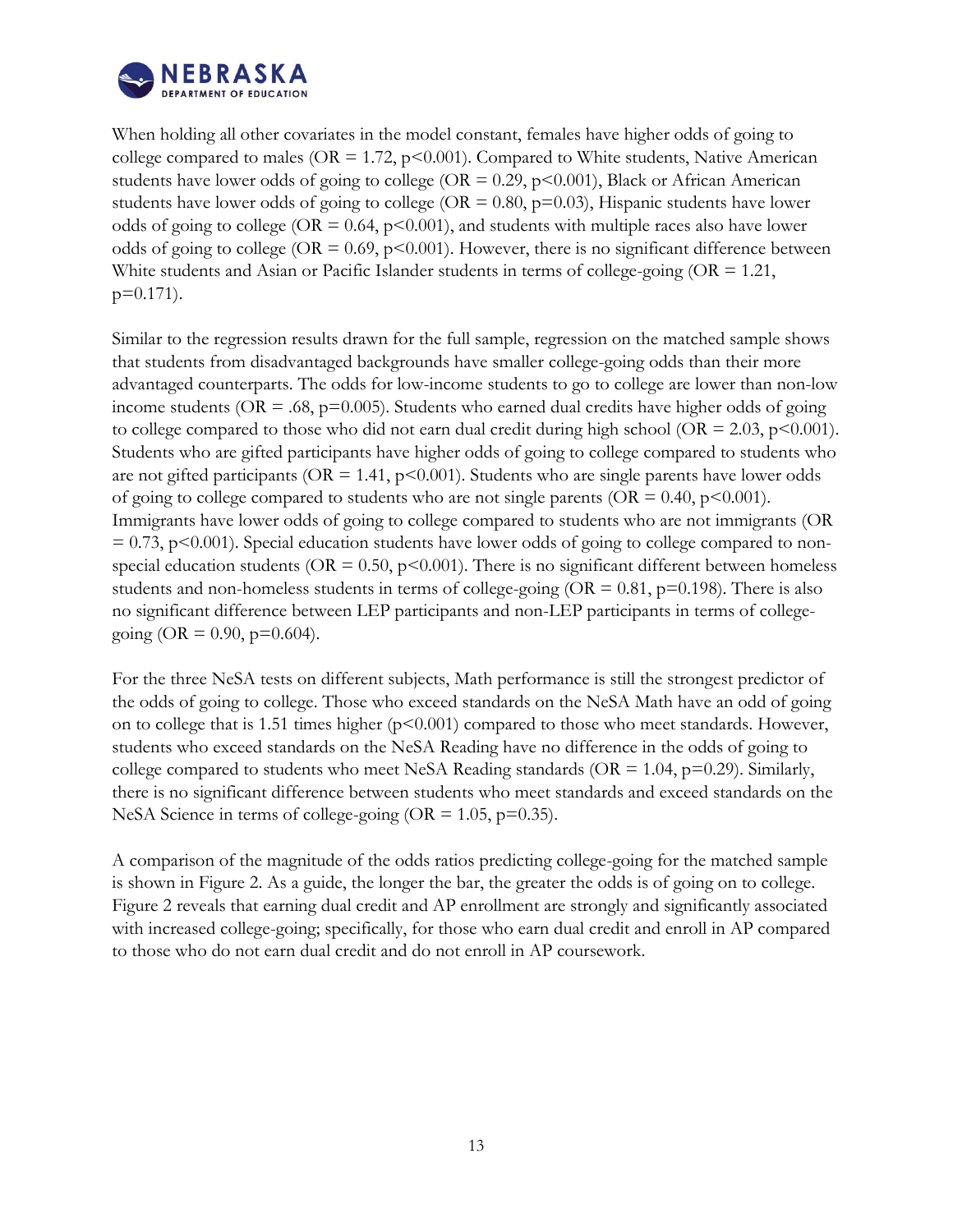When holding all other covariates in the model constant, females have higher odds of going to college compared to males (OR = 1.72, $p<0.001$). Compared to White students, Native American students have lower odds of going to college (OR = 0.29, $p<0.001$), Black or African American students have lower odds of going to college (OR = 0.80, $p=0.03$), Hispanic students have lower odds of going to college (OR = 0.64, $p<0.001$), and students with multiple races also have lower odds of going to college (OR = 0.69, $p<0.001$). However, there is no significant difference between White students and Asian or Pacific Islander students in terms of college-going (OR = 1.21, $p=0.171$).

Similar to the regression results drawn for the full sample, regression on the matched sample shows that students from disadvantaged backgrounds have smaller college-going odds than their more advantaged counterparts. The odds for low-income students to go to college are lower than non-low income students (OR = .68, $p=0.005$). Students who earned dual credits have higher odds of going to college compared to those who did not earn dual credit during high school (OR = 2.03, $p<0.001$). Students who are gifted participants have higher odds of going to college compared to students who are not gifted participants (OR = 1.41, $p<0.001$). Students who are single parents have lower odds of going to college compared to students who are not single parents (OR = 0.40, $p<0.001$). Immigrants have lower odds of going to college compared to students who are not immigrants (OR = 0.73, $p<0.001$). Special education students have lower odds of going to college compared to non-special education students (OR = 0.50, $p<0.001$). There is no significant different between homeless students and non-homeless students in terms of college-going (OR = 0.81, $p=0.198$). There is also no significant difference between LEP participants and non-LEP participants in terms of college-going (OR = 0.90, $p=0.604$).

For the three NeSA tests on different subjects, Math performance is still the strongest predictor of the odds of going to college. Those who exceed standards on the NeSA Math have an odd of going on to college that is 1.51 times higher ($p<0.001$) compared to those who meet standards. However, students who exceed standards on the NeSA Reading have no difference in the odds of going to college compared to students who meet NeSA Reading standards (OR = 1.04, $p=0.29$). Similarly, there is no significant difference between students who meet standards and exceed standards on the NeSA Science in terms of college-going (OR = 1.05, $p=0.35$).

A comparison of the magnitude of the odds ratios predicting college-going for the matched sample is shown in Figure 2. As a guide, the longer the bar, the greater the odds is of going on to college. Figure 2 reveals that earning dual credit and AP enrollment are strongly and significantly associated with increased college-going; specifically, for those who earn dual credit and enroll in AP compared to those who do not earn dual credit and do not enroll in AP coursework.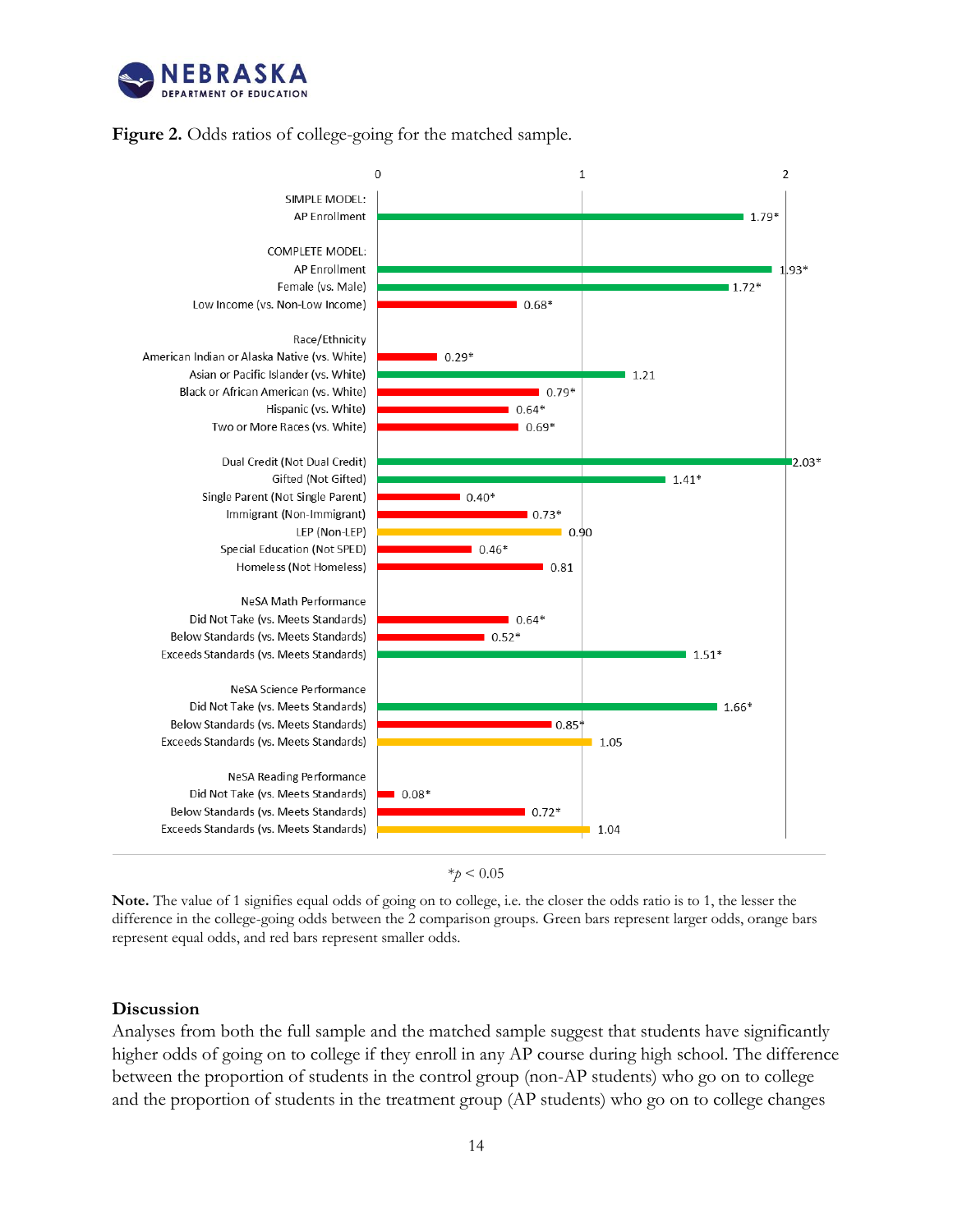**Figure 2.** Odds ratios of college-going for the matched sample.

0
1
2

SIMPLE MODEL:
AP Enrollment 1.79*

COMPLETE MODEL:
AP Enrollment 1.93*
Female (vs. Male) 1.72*
Low Income (vs. Non-Low Income) 0.68*

Race/Ethnicity
American Indian or Alaska Native (vs. White) 0.29*
Asian or Pacific Islander (vs. White) 1.21
Black or African American (vs. White) 0.79*
Hispanic (vs. White) 0.64*
Two or More Races (vs. White) 0.69*

Dual Credit (Not Dual Credit) 2.03*
Gifted (Not Gifted) 1.41*
Single Parent (Not Single Parent) 0.40*
Immigrant (Non-Immigrant) 0.73*
LEP (Non-LEP) 0.90
Special Education (Not SPED) 0.46*
Homeless (Not Homeless) 0.81

NeSA Math Performance
Did Not Take (vs. Meets Standards) 0.64*
Below Standards (vs. Meets Standards) 0.52*
Exceeds Standards (vs. Meets Standards) 1.51*

NeSA Science Performance
Did Not Take (vs. Meets Standards) 1.66*
Below Standards (vs. Meets Standards) 0.85*
Exceeds Standards (vs. Meets Standards) 1.05

NeSA Reading Performance
Did Not Take (vs. Meets Standards) 0.08*
Below Standards (vs. Meets Standards) 0.72*
Exceeds Standards (vs. Meets Standards) 1.04

*$p < 0.05$

**Note.** The value of 1 signifies equal odds of going on to college, i.e. the closer the odds ratio is to 1, the lesser the difference in the college-going odds between the 2 comparison groups. Green bars represent larger odds, orange bars represent equal odds, and red bars represent smaller odds.

## Discussion

Analyses from both the full sample and the matched sample suggest that students have significantly higher odds of going on to college if they enroll in any AP course during high school. The difference between the proportion of students in the control group (non-AP students) who go on to college and the proportion of students in the treatment group (AP students) who go on to college changes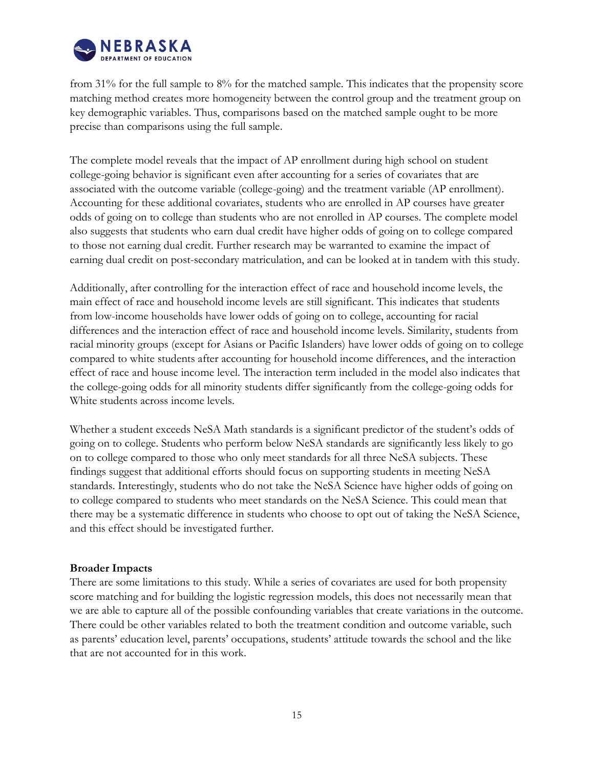from 31% for the full sample to 8% for the matched sample. This indicates that the propensity score matching method creates more homogeneity between the control group and the treatment group on key demographic variables. Thus, comparisons based on the matched sample ought to be more precise than comparisons using the full sample.

The complete model reveals that the impact of AP enrollment during high school on student college-going behavior is significant even after accounting for a series of covariates that are associated with the outcome variable (college-going) and the treatment variable (AP enrollment). Accounting for these additional covariates, students who are enrolled in AP courses have greater odds of going on to college than students who are not enrolled in AP courses. The complete model also suggests that students who earn dual credit have higher odds of going on to college compared to those not earning dual credit. Further research may be warranted to examine the impact of earning dual credit on post-secondary matriculation, and can be looked at in tandem with this study.

Additionally, after controlling for the interaction effect of race and household income levels, the main effect of race and household income levels are still significant. This indicates that students from low-income households have lower odds of going on to college, accounting for racial differences and the interaction effect of race and household income levels. Similarity, students from racial minority groups (except for Asians or Pacific Islanders) have lower odds of going on to college compared to white students after accounting for household income differences, and the interaction effect of race and house income level. The interaction term included in the model also indicates that the college-going odds for all minority students differ significantly from the college-going odds for White students across income levels.

Whether a student exceeds NeSA Math standards is a significant predictor of the student's odds of going on to college. Students who perform below NeSA standards are significantly less likely to go on to college compared to those who only meet standards for all three NeSA subjects. These findings suggest that additional efforts should focus on supporting students in meeting NeSA standards. Interestingly, students who do not take the NeSA Science have higher odds of going on to college compared to students who meet standards on the NeSA Science. This could mean that there may be a systematic difference in students who choose to opt out of taking the NeSA Science, and this effect should be investigated further.

**Broader Impacts**

There are some limitations to this study. While a series of covariates are used for both propensity score matching and for building the logistic regression models, this does not necessarily mean that we are able to capture all of the possible confounding variables that create variations in the outcome. There could be other variables related to both the treatment condition and outcome variable, such as parents' education level, parents' occupations, students' attitude towards the school and the like that are not accounted for in this work.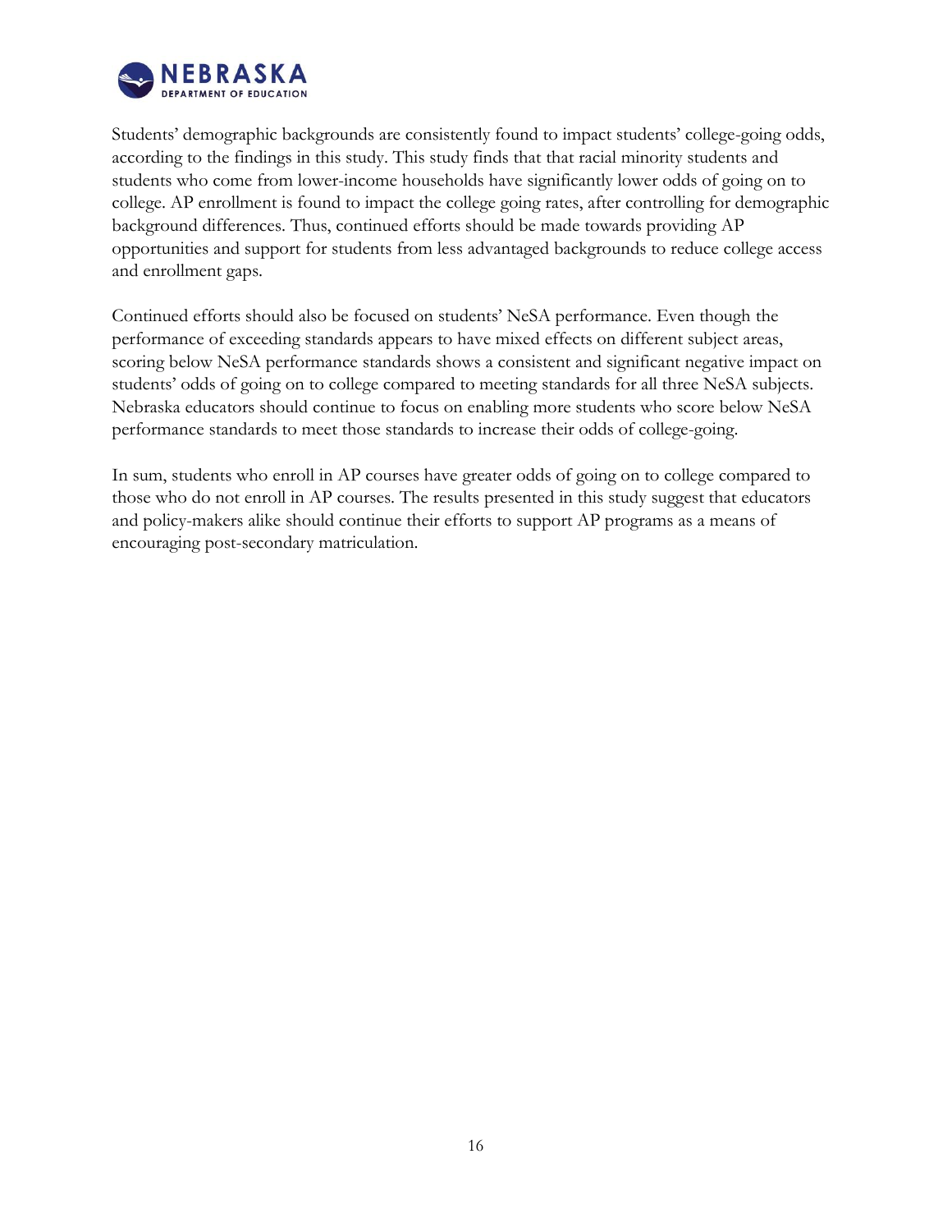Students' demographic backgrounds are consistently found to impact students' college-going odds, according to the findings in this study. This study finds that that racial minority students and students who come from lower-income households have significantly lower odds of going on to college. AP enrollment is found to impact the college going rates, after controlling for demographic background differences. Thus, continued efforts should be made towards providing AP opportunities and support for students from less advantaged backgrounds to reduce college access and enrollment gaps.

Continued efforts should also be focused on students' NeSA performance. Even though the performance of exceeding standards appears to have mixed effects on different subject areas, scoring below NeSA performance standards shows a consistent and significant negative impact on students' odds of going on to college compared to meeting standards for all three NeSA subjects. Nebraska educators should continue to focus on enabling more students who score below NeSA performance standards to meet those standards to increase their odds of college-going.

In sum, students who enroll in AP courses have greater odds of going on to college compared to those who do not enroll in AP courses. The results presented in this study suggest that educators and policy-makers alike should continue their efforts to support AP programs as a means of encouraging post-secondary matriculation.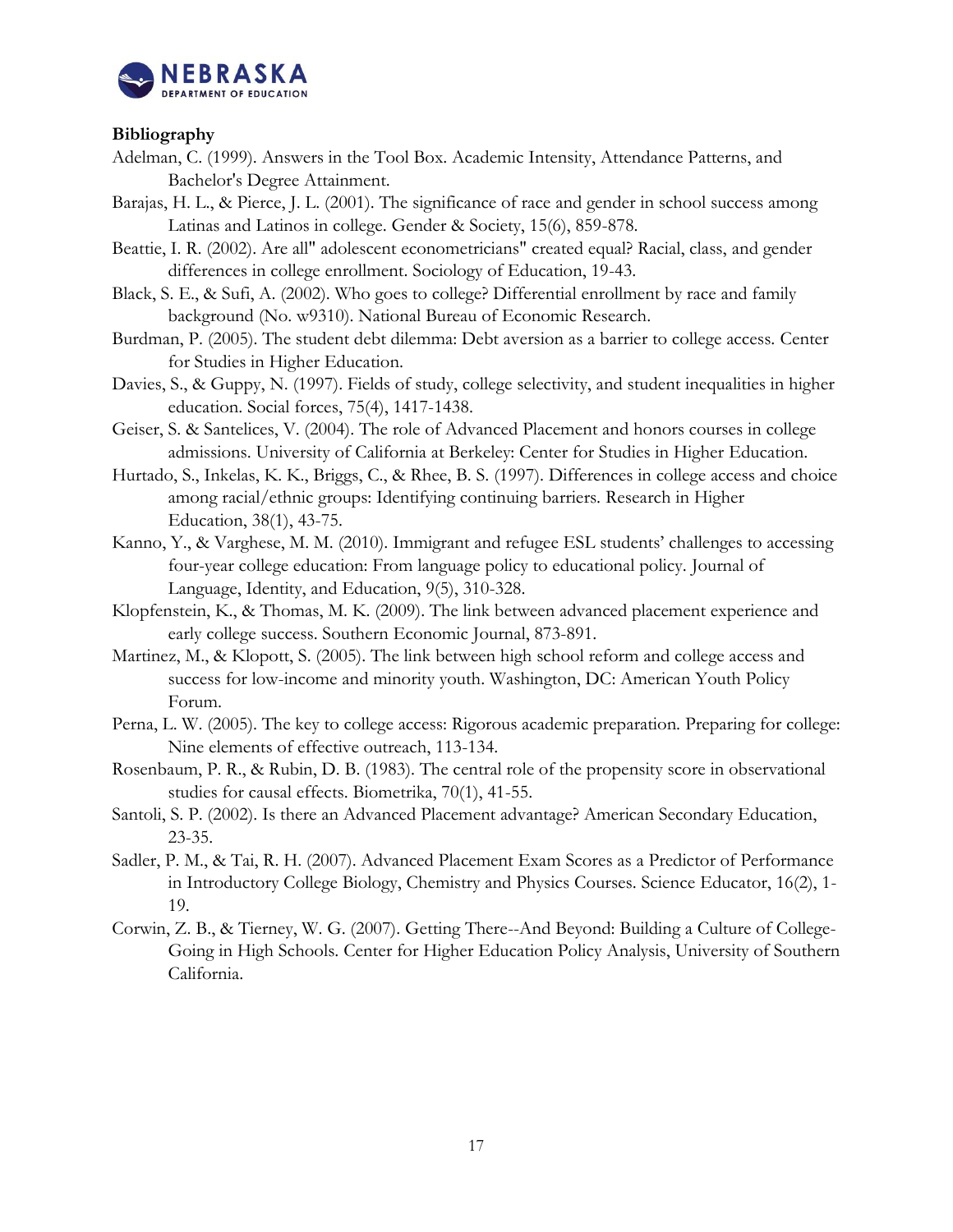**Bibliography**

Adelman, C. (1999). Answers in the Tool Box. Academic Intensity, Attendance Patterns, and Bachelor's Degree Attainment.

Barajas, H. L., & Pierce, J. L. (2001). The significance of race and gender in school success among Latinas and Latinos in college. Gender & Society, 15(6), 859-878.

Beattie, I. R. (2002). Are all" adolescent econometricians" created equal? Racial, class, and gender differences in college enrollment. Sociology of Education, 19-43.

Black, S. E., & Sufi, A. (2002). Who goes to college? Differential enrollment by race and family background (No. w9310). National Bureau of Economic Research.

Burdman, P. (2005). The student debt dilemma: Debt aversion as a barrier to college access. Center for Studies in Higher Education.

Davies, S., & Guppy, N. (1997). Fields of study, college selectivity, and student inequalities in higher education. Social forces, 75(4), 1417-1438.

Geiser, S. & Santelices, V. (2004). The role of Advanced Placement and honors courses in college admissions. University of California at Berkeley: Center for Studies in Higher Education.

Hurtado, S., Inkelas, K. K., Briggs, C., & Rhee, B. S. (1997). Differences in college access and choice among racial/ethnic groups: Identifying continuing barriers. Research in Higher Education, 38(1), 43-75.

Kanno, Y., & Varghese, M. M. (2010). Immigrant and refugee ESL students' challenges to accessing four-year college education: From language policy to educational policy. Journal of Language, Identity, and Education, 9(5), 310-328.

Klopfenstein, K., & Thomas, M. K. (2009). The link between advanced placement experience and early college success. Southern Economic Journal, 873-891.

Martinez, M., & Klopott, S. (2005). The link between high school reform and college access and success for low-income and minority youth. Washington, DC: American Youth Policy Forum.

Perna, L. W. (2005). The key to college access: Rigorous academic preparation. Preparing for college: Nine elements of effective outreach, 113-134.

Rosenbaum, P. R., & Rubin, D. B. (1983). The central role of the propensity score in observational studies for causal effects. Biometrika, 70(1), 41-55.

Santoli, S. P. (2002). Is there an Advanced Placement advantage? American Secondary Education, 23-35.

Sadler, P. M., & Tai, R. H. (2007). Advanced Placement Exam Scores as a Predictor of Performance in Introductory College Biology, Chemistry and Physics Courses. Science Educator, 16(2), 1-19.

Corwin, Z. B., & Tierney, W. G. (2007). Getting There--And Beyond: Building a Culture of College-Going in High Schools. Center for Higher Education Policy Analysis, University of Southern California.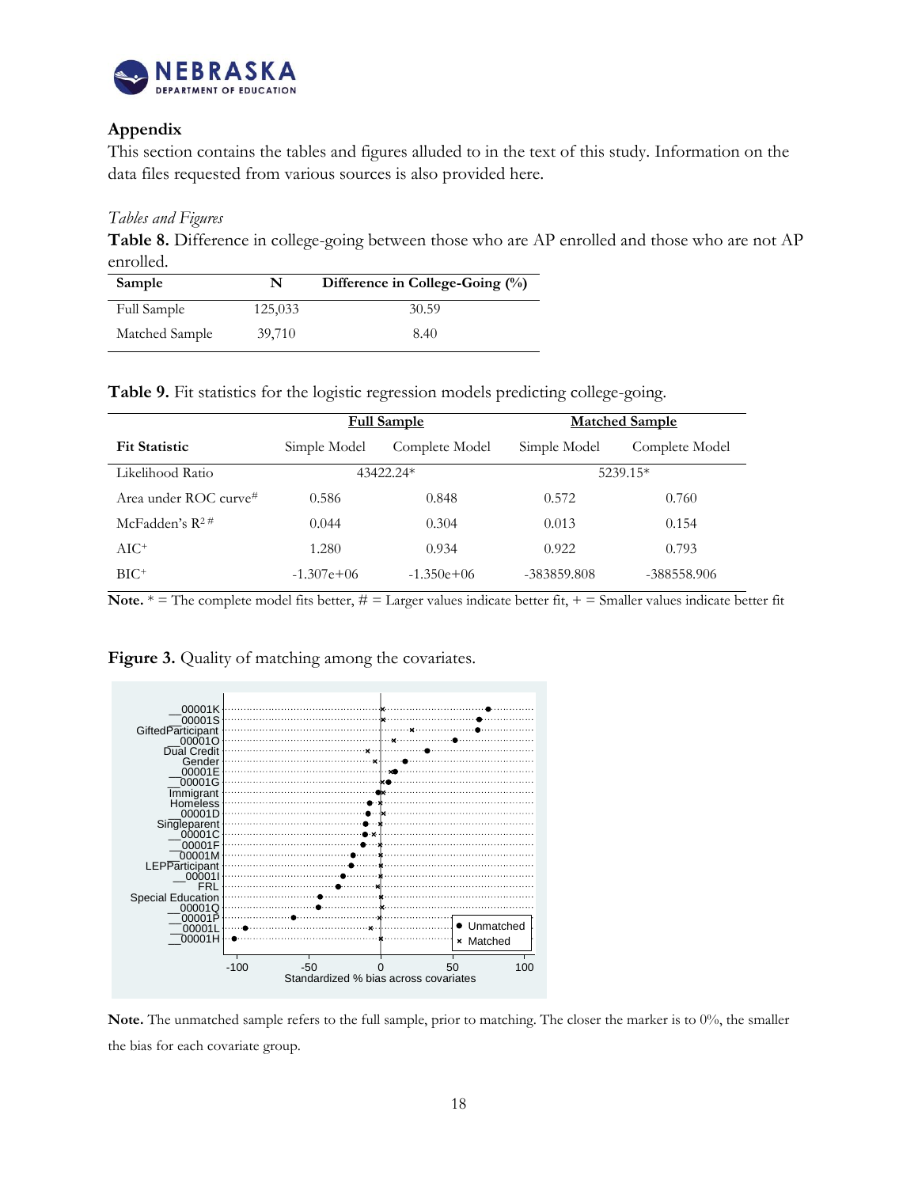### Appendix

This section contains the tables and figures alluded to in the text of this study. Information on the data files requested from various sources is also provided here.

*Tables and Figures*

**Table 8.** Difference in college-going between those who are AP enrolled and those who are not AP enrolled.

| Sample | N | Difference in College-Going (%) |
|---|---|---|
| Full Sample | 125,033 | 30.59 |
| Matched Sample | 39,710 | 8.40 |

**Table 9.** Fit statistics for the logistic regression models predicting college-going.

| | Full Sample | | Matched Sample | |
|---|---|---|---|---|
| Fit Statistic | Simple Model | Complete Model | Simple Model | Complete Model |
| Likelihood Ratio | 43422.24* | | 5239.15* | |
| Area under ROC curve# | 0.586 | 0.848 | 0.572 | 0.760 |
| McFadden's $R^2$ # | 0.044 | 0.304 | 0.013 | 0.154 |
| AIC+ | 1.280 | 0.934 | 0.922 | 0.793 |
| BIC+ | -1.307e+06 | -1.350e+06 | -383859.808 | -388558.906 |

**Note.** * = The complete model fits better, # = Larger values indicate better fit, + = Smaller values indicate better fit

**Figure 3.** Quality of matching among the covariates.

__00001K
__00001S
GiftedParticipant
__00001O
Dual Credit
Gender
__00001E
__00001G
Immigrant
Homeless
__00001D
Singleparent
__00001C
__00001F
__00001M
LEPParticipant
__00001I
FRL
Special Education
__00001Q
__00001P
__00001L
__00001H

Unmatched
Matched

-100 -50 0 50 100

Standardized % bias across covariates

**Note.** The unmatched sample refers to the full sample, prior to matching. The closer the marker is to 0%, the smaller the bias for each covariate group.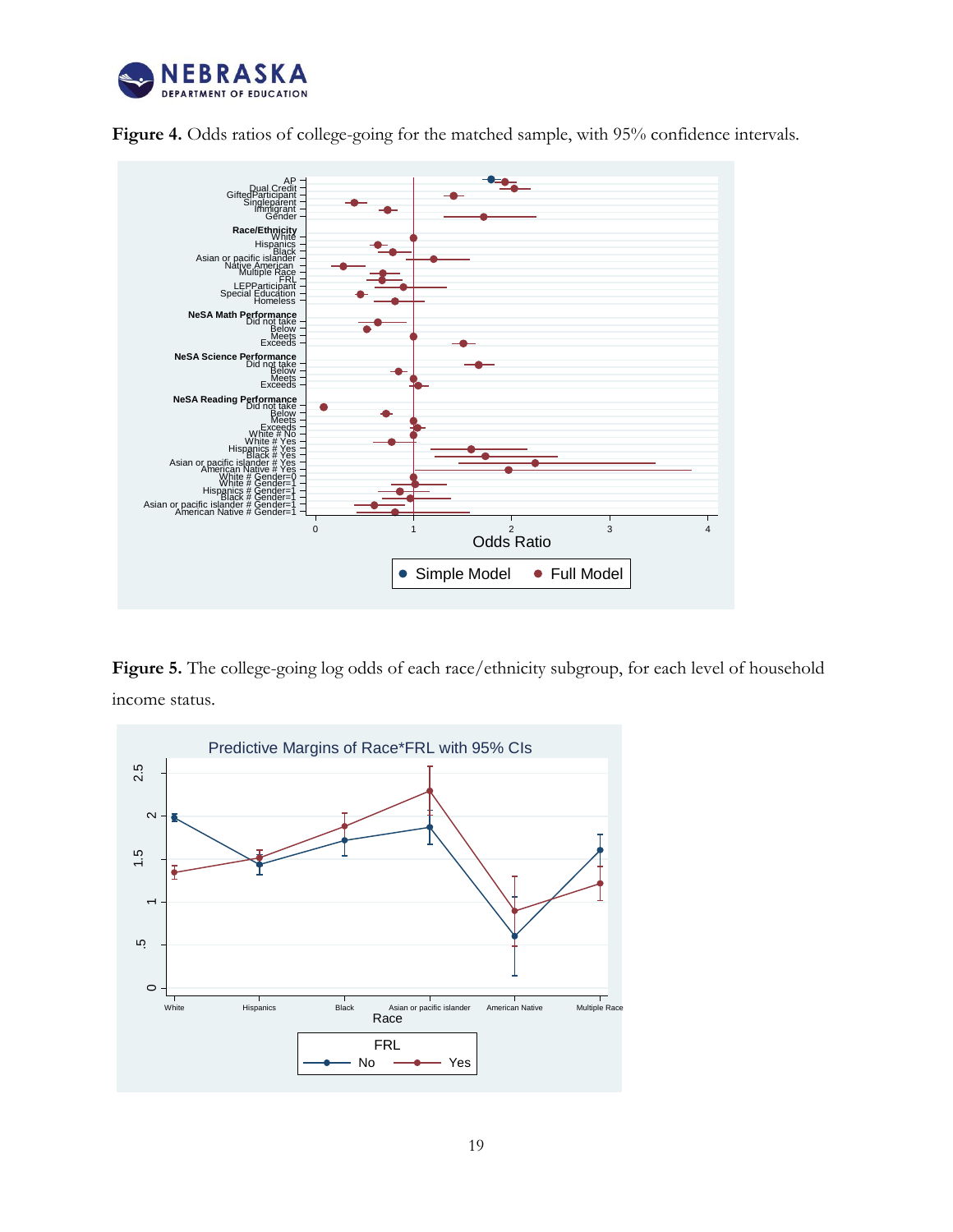**Figure 4.** Odds ratios of college-going for the matched sample, with 95% confidence intervals.

AP
Dual Credit
GiftedParticipant
Singleparent
Immigrant
Gender
Race/Ethnicity
White
Hispanics
Black
Asian or pacific islander
Native American
Multiple Race
FRL
LEPParticipant
Special Education
Homeless
NeSA Math Performance
Did not take
Below
Meets
Exceeds
NeSA Science Performance
Did not take
Below
Meets
Exceeds
NeSA Reading Performance
Did not take
Below
Meets
Exceeds
White # No
White # Yes
Hispanics # Yes
Black # Yes
Asian or pacific islander # Yes
American Native # Yes
White # Gender=0
White # Gender=1
Hispanics # Gender=1
Black # Gender=1
Asian or pacific islander # Gender=1
American Native # Gender=1

0 1 2 3 4
Odds Ratio

Simple Model
Full Model

**Figure 5.** The college-going log odds of each race/ethnicity subgroup, for each level of household income status.

Predictive Margins of Race*FRL with 95% CIs

0 .5 1 1.5 2 2.5

White Hispanics Black Asian or pacific islander American Native Multiple Race
Race

FRL
No
Yes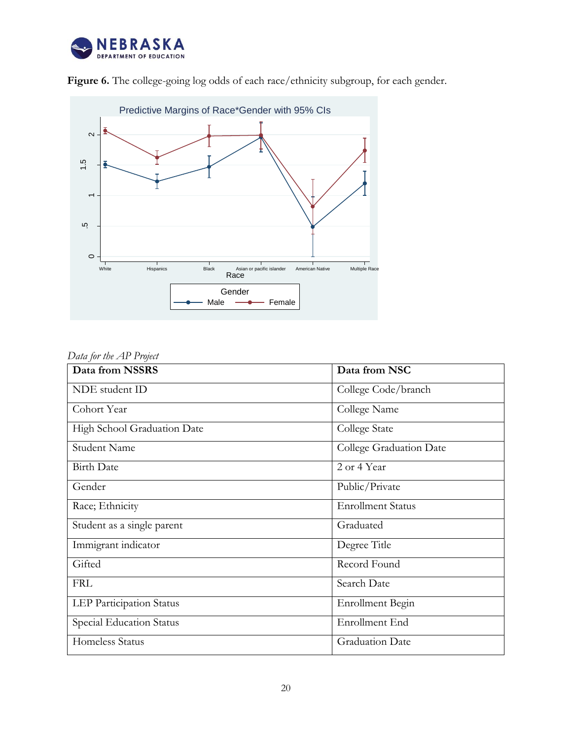**Figure 6.** The college-going log odds of each race/ethnicity subgroup, for each gender.

Predictive Margins of Race*Gender with 95% CIs

0
.5
1
1.5
2

White
Hispanics
Black
Asian or pacific islander
American Native
Multiple Race

Race

Gender
Male
Female

*Data for the AP Project*

| Data from NSSRS | Data from NSC |
|---|---|
| NDE student ID | College Code/branch |
| Cohort Year | College Name |
| High School Graduation Date | College State |
| Student Name | College Graduation Date |
| Birth Date | 2 or 4 Year |
| Gender | Public/Private |
| Race; Ethnicity | Enrollment Status |
| Student as a single parent | Graduated |
| Immigrant indicator | Degree Title |
| Gifted | Record Found |
| FRL | Search Date |
| LEP Participation Status | Enrollment Begin |
| Special Education Status | Enrollment End |
| Homeless Status | Graduation Date |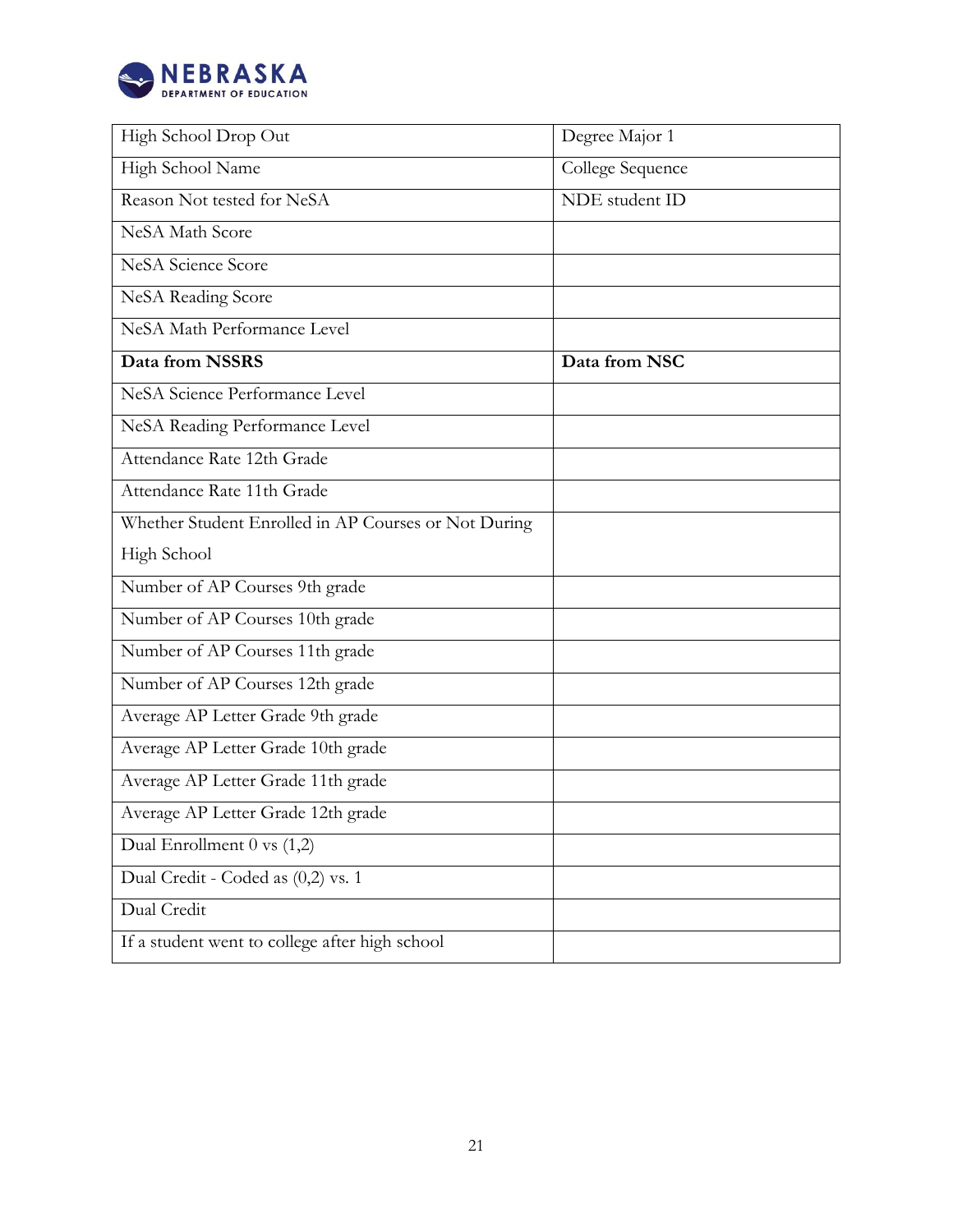| | |
|---|---|
| High School Drop Out | Degree Major 1 |
| High School Name | College Sequence |
| Reason Not tested for NeSA | NDE student ID |
| NeSA Math Score | |
| NeSA Science Score | |
| NeSA Reading Score | |
| NeSA Math Performance Level | |
| **Data from NSSRS** | **Data from NSC** |
| NeSA Science Performance Level | |
| NeSA Reading Performance Level | |
| Attendance Rate 12th Grade | |
| Attendance Rate 11th Grade | |
| Whether Student Enrolled in AP Courses or Not During High School | |
| Number of AP Courses 9th grade | |
| Number of AP Courses 10th grade | |
| Number of AP Courses 11th grade | |
| Number of AP Courses 12th grade | |
| Average AP Letter Grade 9th grade | |
| Average AP Letter Grade 10th grade | |
| Average AP Letter Grade 11th grade | |
| Average AP Letter Grade 12th grade | |
| Dual Enrollment 0 vs (1,2) | |
| Dual Credit - Coded as (0,2) vs. 1 | |
| Dual Credit | |
| If a student went to college after high school | |